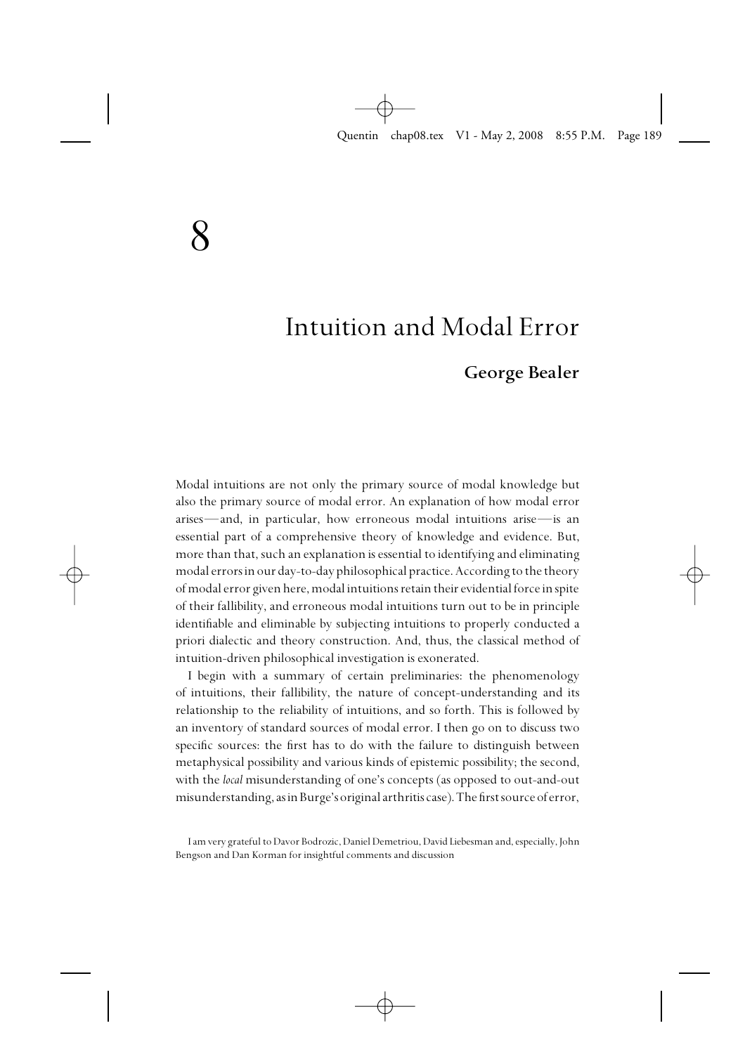# 8

# Intuition and Modal Error

**George Bealer**

Modal intuitions are not only the primary source of modal knowledge but also the primary source of modal error. An explanation of how modal error arises—and, in particular, how erroneous modal intuitions arise—is an essential part of a comprehensive theory of knowledge and evidence. But, more than that, such an explanation is essential to identifying and eliminating modal errors in our day-to-day philosophical practice. According to the theory of modal error given here, modal intuitions retain their evidential force in spite of their fallibility, and erroneous modal intuitions turn out to be in principle identifiable and eliminable by subjecting intuitions to properly conducted a priori dialectic and theory construction. And, thus, the classical method of intuition-driven philosophical investigation is exonerated.

I begin with a summary of certain preliminaries: the phenomenology of intuitions, their fallibility, the nature of concept-understanding and its relationship to the reliability of intuitions, and so forth. This is followed by an inventory of standard sources of modal error. I then go on to discuss two specific sources: the first has to do with the failure to distinguish between metaphysical possibility and various kinds of epistemic possibility; the second, with the *local* misunderstanding of one's concepts (as opposed to out-and-out misunderstanding, as in Burge's original arthritis case). The first source of error,

I am very grateful to Davor Bodrozic, Daniel Demetriou, David Liebesman and, especially, John Bengson and Dan Korman for insightful comments and discussion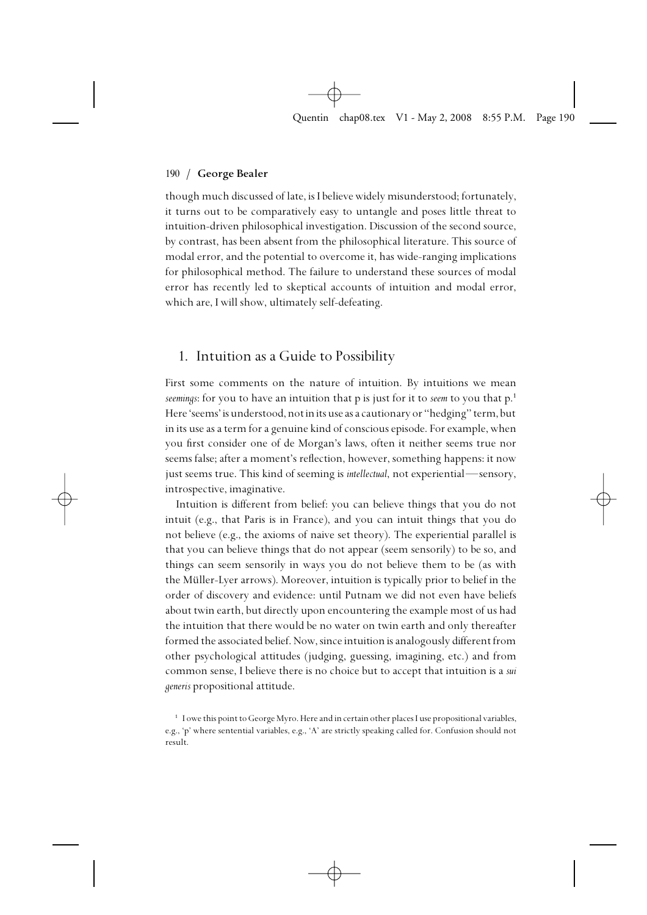though much discussed of late, is I believe widely misunderstood; fortunately, it turns out to be comparatively easy to untangle and poses little threat to intuition-driven philosophical investigation. Discussion of the second source, by contrast, has been absent from the philosophical literature. This source of modal error, and the potential to overcome it, has wide-ranging implications for philosophical method. The failure to understand these sources of modal error has recently led to skeptical accounts of intuition and modal error, which are, I will show, ultimately self-defeating.

## 1. Intuition as a Guide to Possibility

First some comments on the nature of intuition. By intuitions we mean *seemings*: for you to have an intuition that p is just for it to *seem* to you that p.[1] Here 'seems' is understood, not in its use as a cautionary or "hedging" term, but in its use as a term for a genuine kind of conscious episode. For example, when you first consider one of de Morgan's laws, often it neither seems true nor seems false; after a moment's reflection, however, something happens: it now just seems true. This kind of seeming is *intellectual*, not experiential—sensory, introspective, imaginative.

Intuition is different from belief: you can believe things that you do not intuit (e.g., that Paris is in France), and you can intuit things that you do not believe (e.g., the axioms of naive set theory). The experiential parallel is that you can believe things that do not appear (seem sensorily) to be so, and things can seem sensorily in ways you do not believe them to be (as with the Müller-Lyer arrows). Moreover, intuition is typically prior to belief in the order of discovery and evidence: until Putnam we did not even have beliefs about twin earth, but directly upon encountering the example most of us had the intuition that there would be no water on twin earth and only thereafter formed the associated belief. Now, since intuition is analogously different from other psychological attitudes (judging, guessing, imagining, etc.) and from common sense, I believe there is no choice but to accept that intuition is a *sui generis* propositional attitude.

[1] I owe this point to George Myro. Here and in certain other places I use propositional variables, e.g., 'p' where sentential variables, e.g., 'A' are strictly speaking called for. Confusion should not result.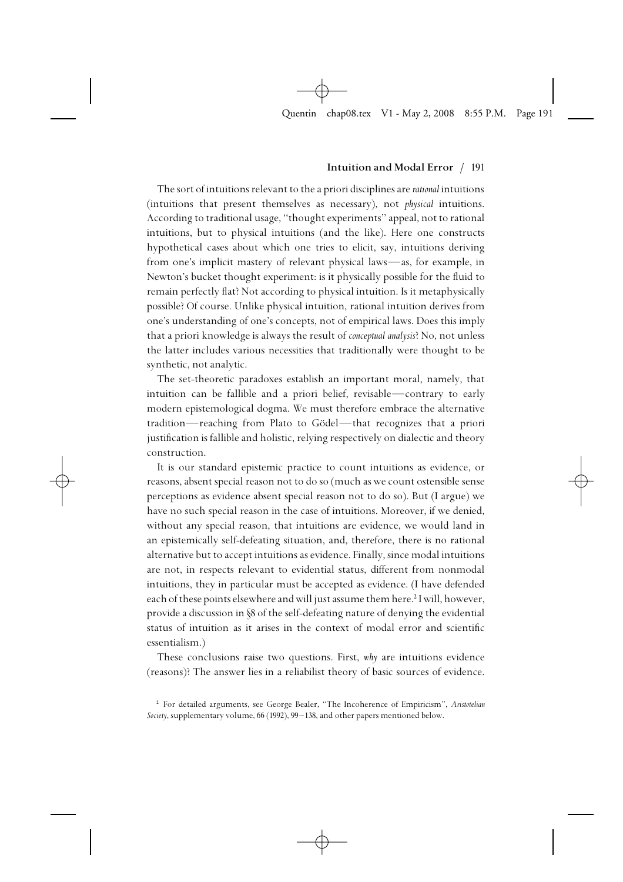The sort of intuitions relevant to the a priori disciplines are *rational* intuitions (intuitions that present themselves as necessary), not *physical* intuitions. According to traditional usage, "thought experiments" appeal, not to rational intuitions, but to physical intuitions (and the like). Here one constructs hypothetical cases about which one tries to elicit, say, intuitions deriving from one's implicit mastery of relevant physical laws—as, for example, in Newton's bucket thought experiment: is it physically possible for the fluid to remain perfectly flat? Not according to physical intuition. Is it metaphysically possible? Of course. Unlike physical intuition, rational intuition derives from one's understanding of one's concepts, not of empirical laws. Does this imply that a priori knowledge is always the result of *conceptual analysis*? No, not unless the latter includes various necessities that traditionally were thought to be synthetic, not analytic.

The set-theoretic paradoxes establish an important moral, namely, that intuition can be fallible and a priori belief, revisable—contrary to early modern epistemological dogma. We must therefore embrace the alternative tradition—reaching from Plato to Gödel—that recognizes that a priori justification is fallible and holistic, relying respectively on dialectic and theory construction.

It is our standard epistemic practice to count intuitions as evidence, or reasons, absent special reason not to do so (much as we count ostensible sense perceptions as evidence absent special reason not to do so). But (I argue) we have no such special reason in the case of intuitions. Moreover, if we denied, without any special reason, that intuitions are evidence, we would land in an epistemically self-defeating situation, and, therefore, there is no rational alternative but to accept intuitions as evidence. Finally, since modal intuitions are not, in respects relevant to evidential status, different from nonmodal intuitions, they in particular must be accepted as evidence. (I have defended each of these points elsewhere and will just assume them here.[2] I will, however, provide a discussion in §8 of the self-defeating nature of denying the evidential status of intuition as it arises in the context of modal error and scientific essentialism.)

These conclusions raise two questions. First, *why* are intuitions evidence (reasons)? The answer lies in a reliabilist theory of basic sources of evidence.

[2] For detailed arguments, see George Bealer, "The Incoherence of Empiricism", *Aristotelian Society*, supplementary volume, 66 (1992), 99–138, and other papers mentioned below.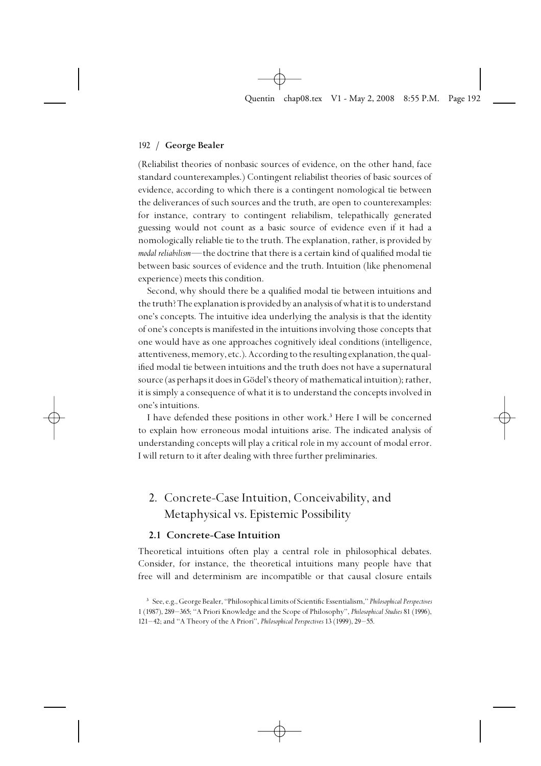(Reliabilist theories of nonbasic sources of evidence, on the other hand, face standard counterexamples.) Contingent reliabilist theories of basic sources of evidence, according to which there is a contingent nomological tie between the deliverances of such sources and the truth, are open to counterexamples: for instance, contrary to contingent reliabilism, telepathically generated guessing would not count as a basic source of evidence even if it had a nomologically reliable tie to the truth. The explanation, rather, is provided by *modal reliabilism*—the doctrine that there is a certain kind of qualified modal tie between basic sources of evidence and the truth. Intuition (like phenomenal experience) meets this condition.

Second, why should there be a qualified modal tie between intuitions and the truth? The explanation is provided by an analysis of what it is to understand one's concepts. The intuitive idea underlying the analysis is that the identity of one's concepts is manifested in the intuitions involving those concepts that one would have as one approaches cognitively ideal conditions (intelligence, attentiveness, memory, etc.). According to the resulting explanation, the qualified modal tie between intuitions and the truth does not have a supernatural source (as perhaps it does in Gödel's theory of mathematical intuition); rather, it is simply a consequence of what it is to understand the concepts involved in one's intuitions.

I have defended these positions in other work.[3] Here I will be concerned to explain how erroneous modal intuitions arise. The indicated analysis of understanding concepts will play a critical role in my account of modal error. I will return to it after dealing with three further preliminaries.

## 2. Concrete-Case Intuition, Conceivability, and Metaphysical vs. Epistemic Possibility

### 2.1 Concrete-Case Intuition

Theoretical intuitions often play a central role in philosophical debates. Consider, for instance, the theoretical intuitions many people have that free will and determinism are incompatible or that causal closure entails

[3] See, e.g., George Bealer, "Philosophical Limits of Scientific Essentialism," *Philosophical Perspectives* 1 (1987), 289–365; "A Priori Knowledge and the Scope of Philosophy", *Philosophical Studies* 81 (1996), 121–42; and "A Theory of the A Priori", *Philosophical Perspectives* 13 (1999), 29–55.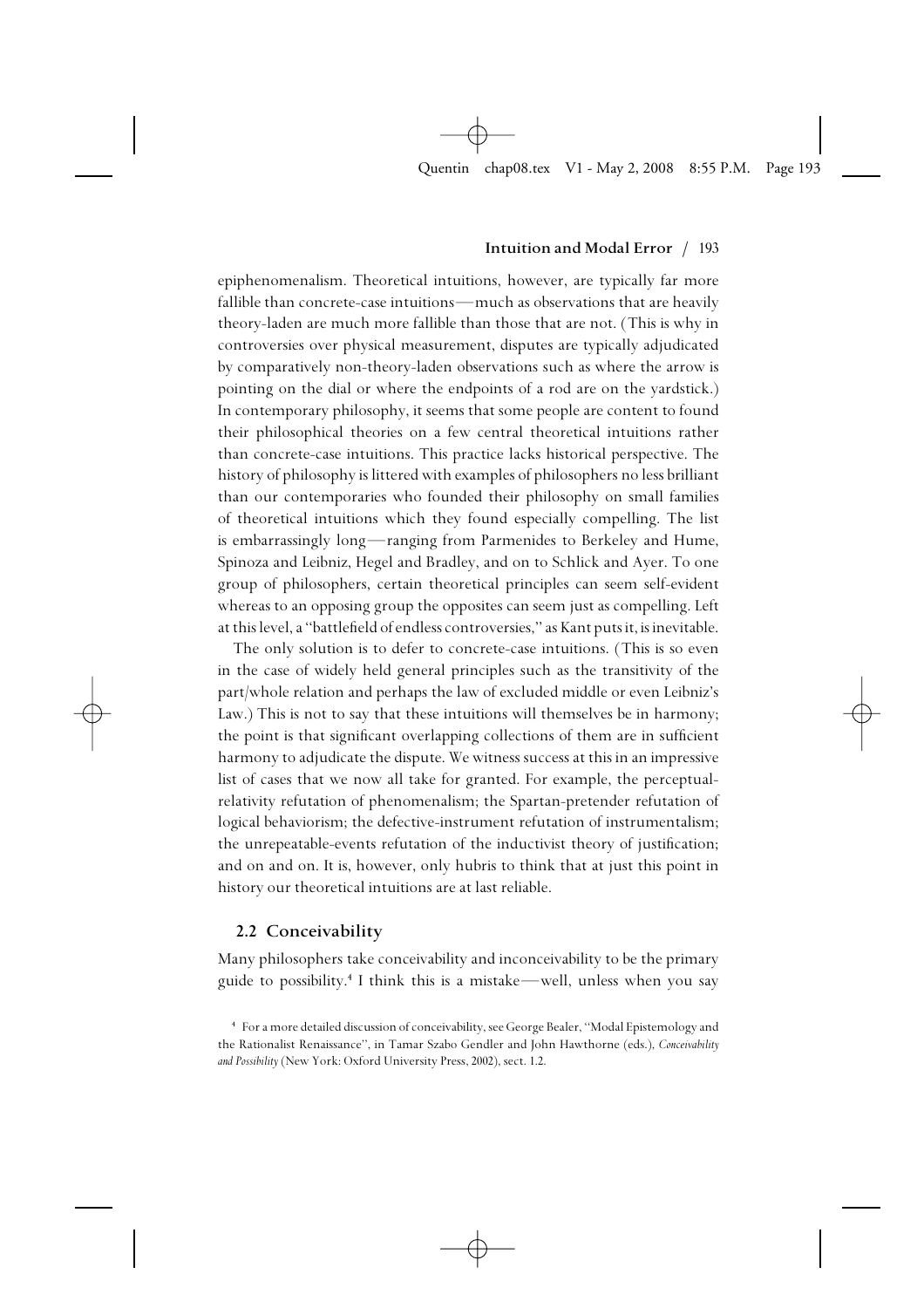epiphenomenalism. Theoretical intuitions, however, are typically far more fallible than concrete-case intuitions—much as observations that are heavily theory-laden are much more fallible than those that are not. (This is why in controversies over physical measurement, disputes are typically adjudicated by comparatively non-theory-laden observations such as where the arrow is pointing on the dial or where the endpoints of a rod are on the yardstick.) In contemporary philosophy, it seems that some people are content to found their philosophical theories on a few central theoretical intuitions rather than concrete-case intuitions. This practice lacks historical perspective. The history of philosophy is littered with examples of philosophers no less brilliant than our contemporaries who founded their philosophy on small families of theoretical intuitions which they found especially compelling. The list is embarrassingly long—ranging from Parmenides to Berkeley and Hume, Spinoza and Leibniz, Hegel and Bradley, and on to Schlick and Ayer. To one group of philosophers, certain theoretical principles can seem self-evident whereas to an opposing group the opposites can seem just as compelling. Left at this level, a "battlefield of endless controversies," as Kant puts it, is inevitable.

The only solution is to defer to concrete-case intuitions. (This is so even in the case of widely held general principles such as the transitivity of the part/whole relation and perhaps the law of excluded middle or even Leibniz's Law.) This is not to say that these intuitions will themselves be in harmony; the point is that significant overlapping collections of them are in sufficient harmony to adjudicate the dispute. We witness success at this in an impressive list of cases that we now all take for granted. For example, the perceptual-relativity refutation of phenomenalism; the Spartan-pretender refutation of logical behaviorism; the defective-instrument refutation of instrumentalism; the unrepeatable-events refutation of the inductivist theory of justification; and on and on. It is, however, only hubris to think that at just this point in history our theoretical intuitions are at last reliable.

## 2.2 Conceivability

Many philosophers take conceivability and inconceivability to be the primary guide to possibility.[4] I think this is a mistake—well, unless when you say

[4] For a more detailed discussion of conceivability, see George Bealer, "Modal Epistemology and the Rationalist Renaissance", in Tamar Szabo Gendler and John Hawthorne (eds.), *Conceivability and Possibility* (New York: Oxford University Press, 2002), sect. 1.2.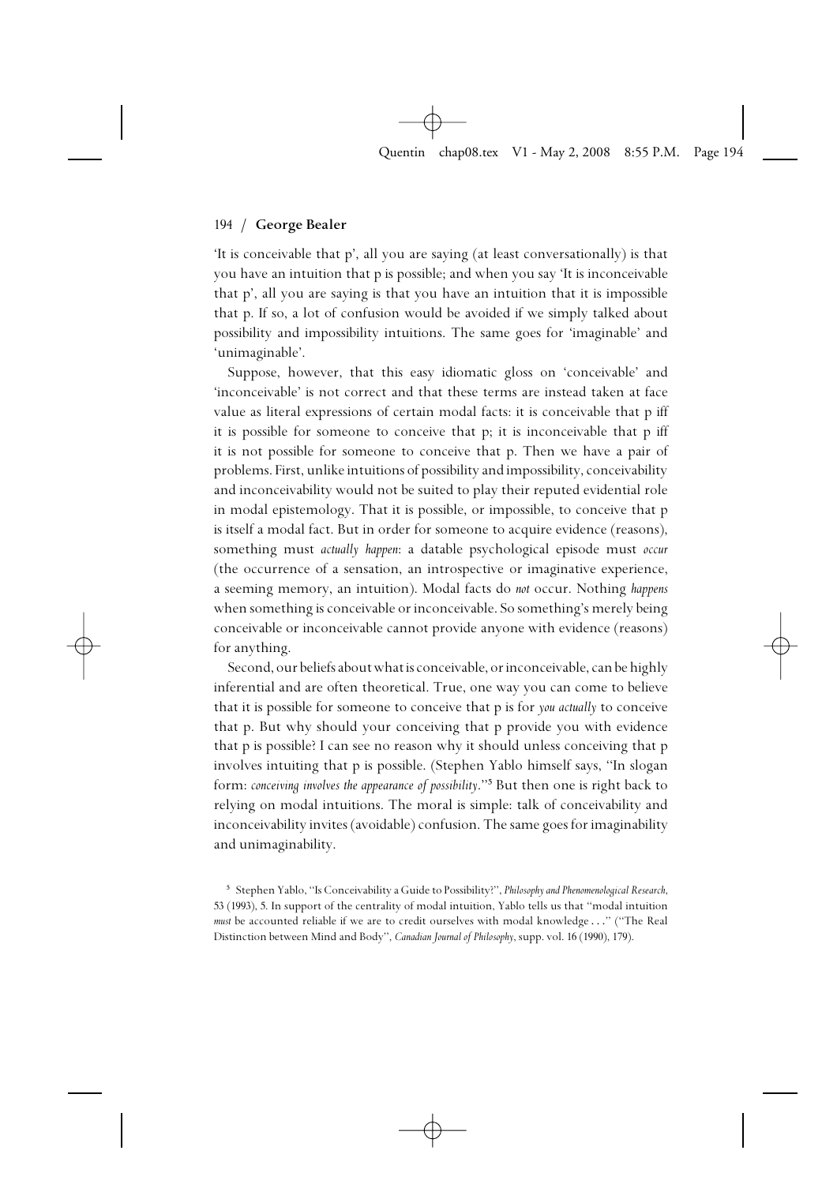'It is conceivable that p', all you are saying (at least conversationally) is that you have an intuition that p is possible; and when you say 'It is inconceivable that p', all you are saying is that you have an intuition that it is impossible that p. If so, a lot of confusion would be avoided if we simply talked about possibility and impossibility intuitions. The same goes for 'imaginable' and 'unimaginable'.

Suppose, however, that this easy idiomatic gloss on 'conceivable' and 'inconceivable' is not correct and that these terms are instead taken at face value as literal expressions of certain modal facts: it is conceivable that p iff it is possible for someone to conceive that p; it is inconceivable that p iff it is not possible for someone to conceive that p. Then we have a pair of problems. First, unlike intuitions of possibility and impossibility, conceivability and inconceivability would not be suited to play their reputed evidential role in modal epistemology. That it is possible, or impossible, to conceive that p is itself a modal fact. But in order for someone to acquire evidence (reasons), something must *actually happen*: a datable psychological episode must *occur* (the occurrence of a sensation, an introspective or imaginative experience, a seeming memory, an intuition). Modal facts do *not* occur. Nothing *happens* when something is conceivable or inconceivable. So something's merely being conceivable or inconceivable cannot provide anyone with evidence (reasons) for anything.

Second, our beliefs about what is conceivable, or inconceivable, can be highly inferential and are often theoretical. True, one way you can come to believe that it is possible for someone to conceive that p is for *you actually* to conceive that p. But why should your conceiving that p provide you with evidence that p is possible? I can see no reason why it should unless conceiving that p involves intuiting that p is possible. (Stephen Yablo himself says, "In slogan form: *conceiving involves the appearance of possibility*."[5] But then one is right back to relying on modal intuitions. The moral is simple: talk of conceivability and inconceivability invites (avoidable) confusion. The same goes for imaginability and unimaginability.

[5] Stephen Yablo, "Is Conceivability a Guide to Possibility?", *Philosophy and Phenomenological Research*, 53 (1993), 5. In support of the centrality of modal intuition, Yablo tells us that "modal intuition *must* be accounted reliable if we are to credit ourselves with modal knowledge ..." ("The Real Distinction between Mind and Body", *Canadian Journal of Philosophy*, supp. vol. 16 (1990), 179).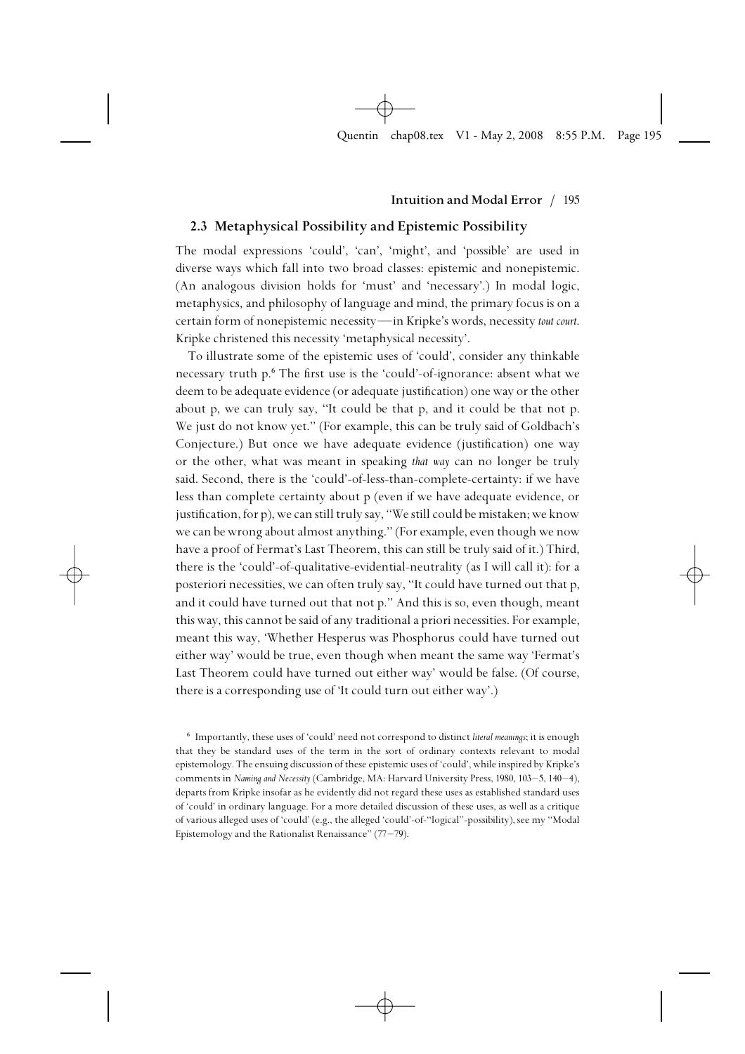## 2.3 Metaphysical Possibility and Epistemic Possibility

The modal expressions 'could', 'can', 'might', and 'possible' are used in diverse ways which fall into two broad classes: epistemic and nonepistemic. (An analogous division holds for 'must' and 'necessary'.) In modal logic, metaphysics, and philosophy of language and mind, the primary focus is on a certain form of nonepistemic necessity—in Kripke's words, necessity *tout court*. Kripke christened this necessity 'metaphysical necessity'.

To illustrate some of the epistemic uses of 'could', consider any thinkable necessary truth p.[6] The first use is the 'could'-of-ignorance: absent what we deem to be adequate evidence (or adequate justification) one way or the other about p, we can truly say, "It could be that p, and it could be that not p. We just do not know yet." (For example, this can be truly said of Goldbach's Conjecture.) But once we have adequate evidence (justification) one way or the other, what was meant in speaking *that way* can no longer be truly said. Second, there is the 'could'-of-less-than-complete-certainty: if we have less than complete certainty about p (even if we have adequate evidence, or justification, for p), we can still truly say, "We still could be mistaken; we know we can be wrong about almost anything." (For example, even though we now have a proof of Fermat's Last Theorem, this can still be truly said of it.) Third, there is the 'could'-of-qualitative-evidential-neutrality (as I will call it): for a posteriori necessities, we can often truly say, "It could have turned out that p, and it could have turned out that not p." And this is so, even though, meant this way, this cannot be said of any traditional a priori necessities. For example, meant this way, 'Whether Hesperus was Phosphorus could have turned out either way' would be true, even though when meant the same way 'Fermat's Last Theorem could have turned out either way' would be false. (Of course, there is a corresponding use of 'It could turn out either way'.)

[6] Importantly, these uses of 'could' need not correspond to distinct *literal meanings*; it is enough that they be standard uses of the term in the sort of ordinary contexts relevant to modal epistemology. The ensuing discussion of these epistemic uses of 'could', while inspired by Kripke's comments in *Naming and Necessity* (Cambridge, MA: Harvard University Press, 1980, 103–5, 140–4), departs from Kripke insofar as he evidently did not regard these uses as established standard uses of 'could' in ordinary language. For a more detailed discussion of these uses, as well as a critique of various alleged uses of 'could' (e.g., the alleged 'could'-of-"logical"-possibility), see my "Modal Epistemology and the Rationalist Renaissance" (77–79).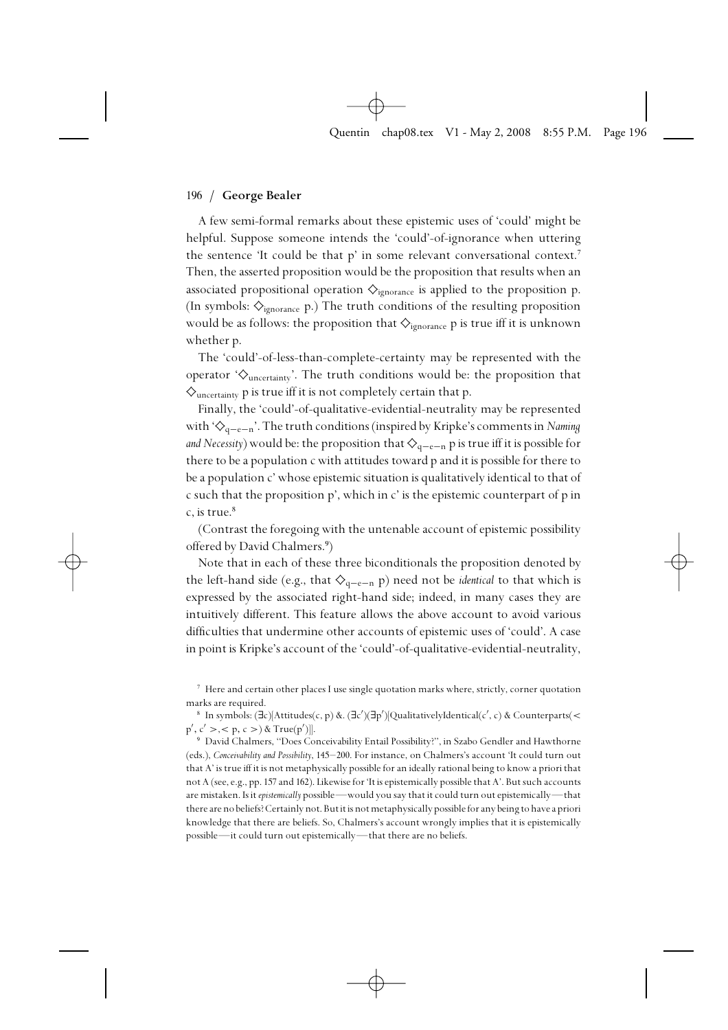A few semi-formal remarks about these epistemic uses of 'could' might be helpful. Suppose someone intends the 'could'-of-ignorance when uttering the sentence 'It could be that p' in some relevant conversational context.[7] Then, the asserted proposition would be the proposition that results when an associated propositional operation $\Diamond_{\text{ignorance}}$ is applied to the proposition p. (In symbols: $\Diamond_{\text{ignorance}}$ p.) The truth conditions of the resulting proposition would be as follows: the proposition that $\Diamond_{\text{ignorance}}$ p is true iff it is unknown whether p.

The 'could'-of-less-than-complete-certainty may be represented with the operator '$\Diamond_{\text{uncertainty}}$'. The truth conditions would be: the proposition that $\Diamond_{\text{uncertainty}}$ p is true iff it is not completely certain that p.

Finally, the 'could'-of-qualitative-evidential-neutrality may be represented with '$\Diamond_{\text{q-e-n}}$'. The truth conditions (inspired by Kripke's comments in *Naming and Necessity*) would be: the proposition that $\Diamond_{\text{q-e-n}}$ p is true iff it is possible for there to be a population c with attitudes toward p and it is possible for there to be a population c' whose epistemic situation is qualitatively identical to that of c such that the proposition p', which in c' is the epistemic counterpart of p in c, is true.[8]

(Contrast the foregoing with the untenable account of epistemic possibility offered by David Chalmers.[9])

Note that in each of these three biconditionals the proposition denoted by the left-hand side (e.g., that $\Diamond_{\text{q-e-n}}$ p) need not be *identical* to that which is expressed by the associated right-hand side; indeed, in many cases they are intuitively different. This feature allows the above account to avoid various difficulties that undermine other accounts of epistemic uses of 'could'. A case in point is Kripke's account of the 'could'-of-qualitative-evidential-neutrality,

---

[7] Here and certain other places I use single quotation marks where, strictly, corner quotation marks are required.

[8] In symbols: $(\exists c)[\text{Attitudes}(c, p)\ \&.\ (\exists c')(\exists p')[\text{QualitativelyIdentical}(c', c)\ \&\ \text{Counterparts}(<p', c'>, <p, c>)\ \&\ \text{True}(p')]]$.

[9] David Chalmers, "Does Conceivability Entail Possibility?", in Szabo Gendler and Hawthorne (eds.), *Conceivability and Possibility*, 145–200. For instance, on Chalmers's account 'It could turn out that A' is true iff it is not metaphysically possible for an ideally rational being to know a priori that not A (see, e.g., pp. 157 and 162). Likewise for 'It is epistemically possible that A'. But such accounts are mistaken. Is it *epistemically* possible—would you say that it could turn out epistemically—that there are no beliefs? Certainly not. But it is not metaphysically possible for any being to have a priori knowledge that there are beliefs. So, Chalmers's account wrongly implies that it is epistemically possible—it could turn out epistemically—that there are no beliefs.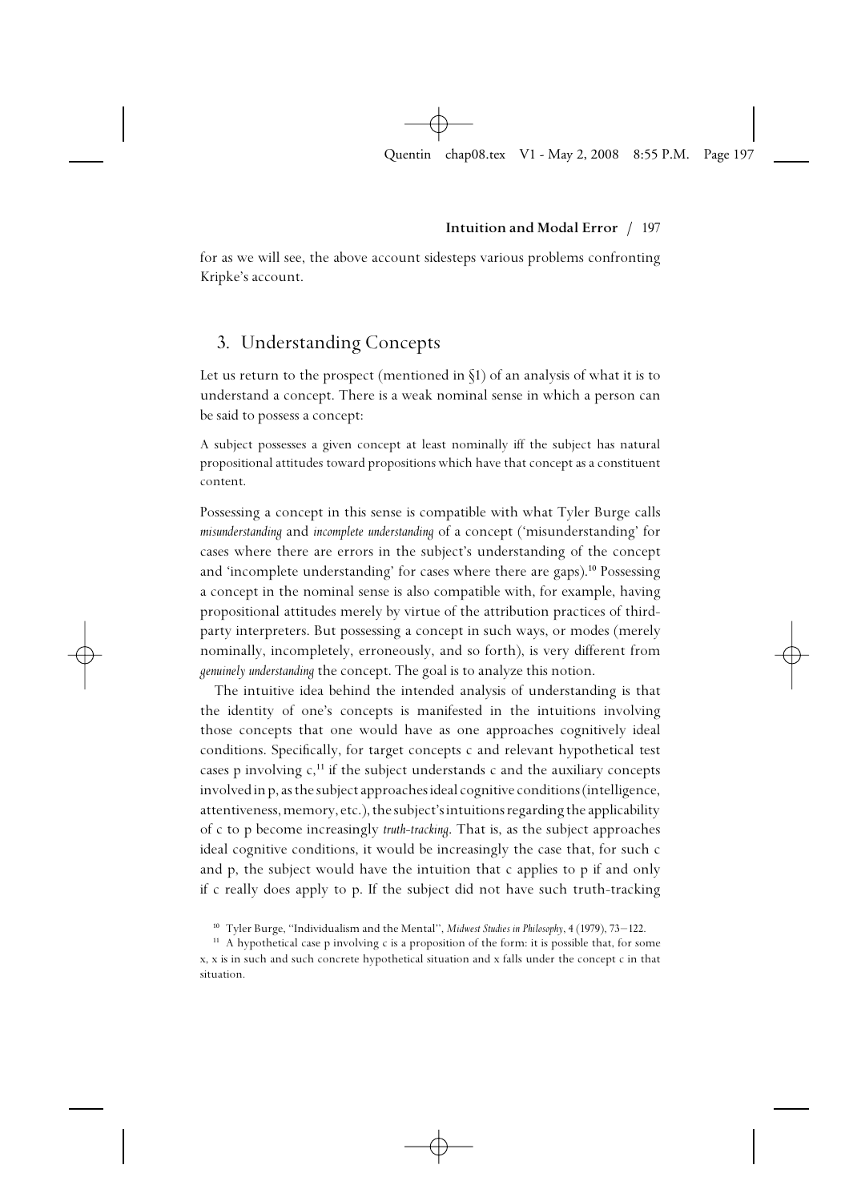for as we will see, the above account sidesteps various problems confronting Kripke's account.

## 3. Understanding Concepts

Let us return to the prospect (mentioned in §1) of an analysis of what it is to understand a concept. There is a weak nominal sense in which a person can be said to possess a concept:

> A subject possesses a given concept at least nominally iff the subject has natural propositional attitudes toward propositions which have that concept as a constituent content.

Possessing a concept in this sense is compatible with what Tyler Burge calls *misunderstanding* and *incomplete understanding* of a concept ('misunderstanding' for cases where there are errors in the subject's understanding of the concept and 'incomplete understanding' for cases where there are gaps).[10] Possessing a concept in the nominal sense is also compatible with, for example, having propositional attitudes merely by virtue of the attribution practices of third-party interpreters. But possessing a concept in such ways, or modes (merely nominally, incompletely, erroneously, and so forth), is very different from *genuinely understanding* the concept. The goal is to analyze this notion.

The intuitive idea behind the intended analysis of understanding is that the identity of one's concepts is manifested in the intuitions involving those concepts that one would have as one approaches cognitively ideal conditions. Specifically, for target concepts c and relevant hypothetical test cases p involving c,[11] if the subject understands c and the auxiliary concepts involved in p, as the subject approaches ideal cognitive conditions (intelligence, attentiveness, memory, etc.), the subject's intuitions regarding the applicability of c to p become increasingly *truth-tracking*. That is, as the subject approaches ideal cognitive conditions, it would be increasingly the case that, for such c and p, the subject would have the intuition that c applies to p if and only if c really does apply to p. If the subject did not have such truth-tracking

[10] Tyler Burge, "Individualism and the Mental", *Midwest Studies in Philosophy*, 4 (1979), 73–122.

[11] A hypothetical case p involving c is a proposition of the form: it is possible that, for some x, x is in such and such concrete hypothetical situation and x falls under the concept c in that situation.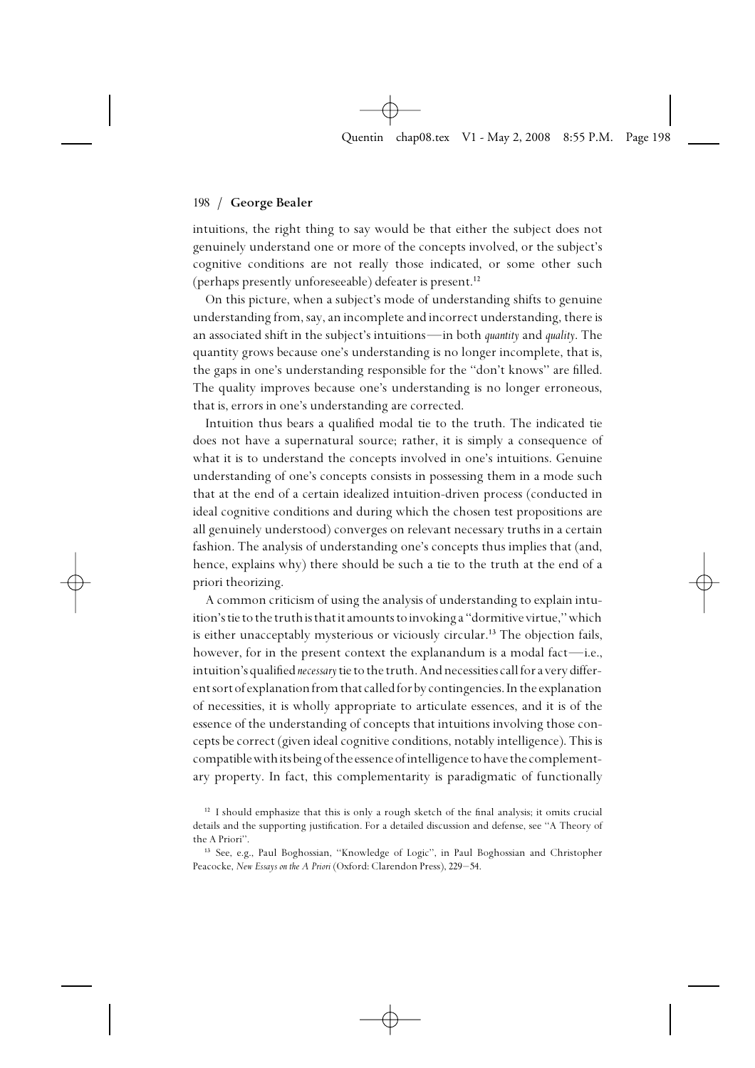intuitions, the right thing to say would be that either the subject does not genuinely understand one or more of the concepts involved, or the subject's cognitive conditions are not really those indicated, or some other such (perhaps presently unforeseeable) defeater is present.[12]

On this picture, when a subject's mode of understanding shifts to genuine understanding from, say, an incomplete and incorrect understanding, there is an associated shift in the subject's intuitions—in both *quantity* and *quality*. The quantity grows because one's understanding is no longer incomplete, that is, the gaps in one's understanding responsible for the "don't knows" are filled. The quality improves because one's understanding is no longer erroneous, that is, errors in one's understanding are corrected.

Intuition thus bears a qualified modal tie to the truth. The indicated tie does not have a supernatural source; rather, it is simply a consequence of what it is to understand the concepts involved in one's intuitions. Genuine understanding of one's concepts consists in possessing them in a mode such that at the end of a certain idealized intuition-driven process (conducted in ideal cognitive conditions and during which the chosen test propositions are all genuinely understood) converges on relevant necessary truths in a certain fashion. The analysis of understanding one's concepts thus implies that (and, hence, explains why) there should be such a tie to the truth at the end of a priori theorizing.

A common criticism of using the analysis of understanding to explain intuition's tie to the truth is that it amounts to invoking a "dormitive virtue," which is either unacceptably mysterious or viciously circular.[13] The objection fails, however, for in the present context the explanandum is a modal fact—i.e., intuition's qualified *necessary* tie to the truth. And necessities call for a very different sort of explanation from that called for by contingencies. In the explanation of necessities, it is wholly appropriate to articulate essences, and it is of the essence of the understanding of concepts that intuitions involving those concepts be correct (given ideal cognitive conditions, notably intelligence). This is compatible with its being of the essence of intelligence to have the complementary property. In fact, this complementarity is paradigmatic of functionally

[12] I should emphasize that this is only a rough sketch of the final analysis; it omits crucial details and the supporting justification. For a detailed discussion and defense, see "A Theory of the A Priori".

[13] See, e.g., Paul Boghossian, "Knowledge of Logic", in Paul Boghossian and Christopher Peacocke, *New Essays on the A Priori* (Oxford: Clarendon Press), 229–54.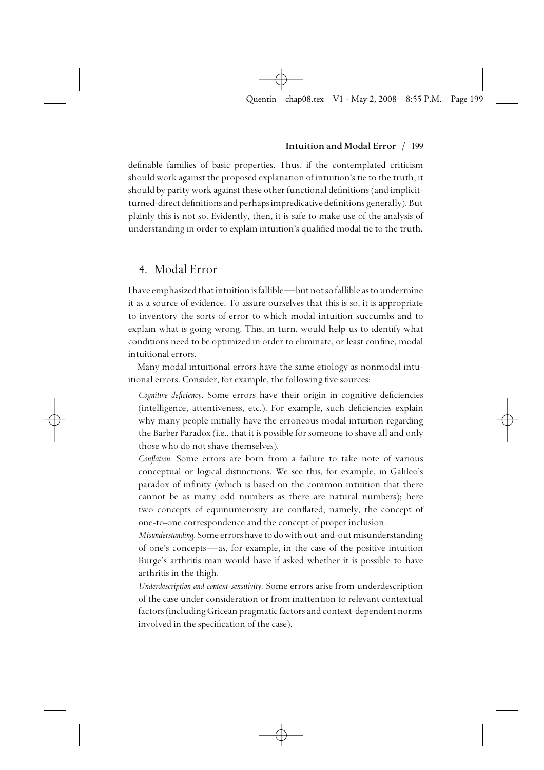definable families of basic properties. Thus, if the contemplated criticism should work against the proposed explanation of intuition's tie to the truth, it should by parity work against these other functional definitions (and implicit-turned-direct definitions and perhaps impredicative definitions generally). But plainly this is not so. Evidently, then, it is safe to make use of the analysis of understanding in order to explain intuition's qualified modal tie to the truth.

## 4. Modal Error

I have emphasized that intuition is fallible—but not so fallible as to undermine it as a source of evidence. To assure ourselves that this is so, it is appropriate to inventory the sorts of error to which modal intuition succumbs and to explain what is going wrong. This, in turn, would help us to identify what conditions need to be optimized in order to eliminate, or least confine, modal intuitional errors.

Many modal intuitional errors have the same etiology as nonmodal intuitional errors. Consider, for example, the following five sources:

*Cognitive deficiency.* Some errors have their origin in cognitive deficiencies (intelligence, attentiveness, etc.). For example, such deficiencies explain why many people initially have the erroneous modal intuition regarding the Barber Paradox (i.e., that it is possible for someone to shave all and only those who do not shave themselves).

*Conflation.* Some errors are born from a failure to take note of various conceptual or logical distinctions. We see this, for example, in Galileo's paradox of infinity (which is based on the common intuition that there cannot be as many odd numbers as there are natural numbers); here two concepts of equinumerosity are conflated, namely, the concept of one-to-one correspondence and the concept of proper inclusion.

*Misunderstanding.* Some errors have to do with out-and-out misunderstanding of one's concepts—as, for example, in the case of the positive intuition Burge's arthritis man would have if asked whether it is possible to have arthritis in the thigh.

*Underdescription and context-sensitivity.* Some errors arise from underdescription of the case under consideration or from inattention to relevant contextual factors (including Gricean pragmatic factors and context-dependent norms involved in the specification of the case).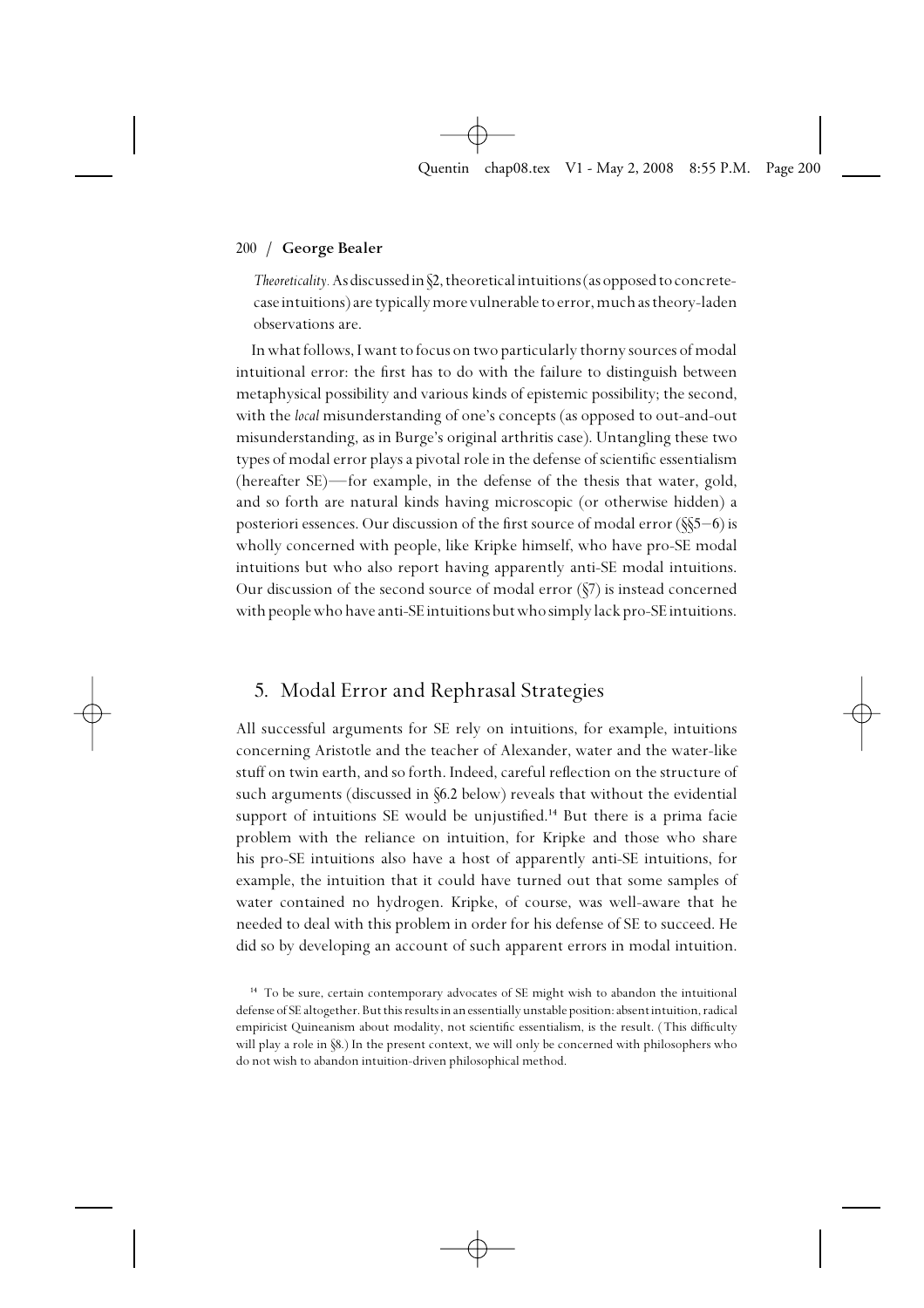*Theoreticality.* As discussed in §2, theoretical intuitions (as opposed to concrete-case intuitions) are typically more vulnerable to error, much as theory-laden observations are.

In what follows, I want to focus on two particularly thorny sources of modal intuitional error: the first has to do with the failure to distinguish between metaphysical possibility and various kinds of epistemic possibility; the second, with the *local* misunderstanding of one's concepts (as opposed to out-and-out misunderstanding, as in Burge's original arthritis case). Untangling these two types of modal error plays a pivotal role in the defense of scientific essentialism (hereafter SE)—for example, in the defense of the thesis that water, gold, and so forth are natural kinds having microscopic (or otherwise hidden) a posteriori essences. Our discussion of the first source of modal error (§§5–6) is wholly concerned with people, like Kripke himself, who have pro-SE modal intuitions but who also report having apparently anti-SE modal intuitions. Our discussion of the second source of modal error (§7) is instead concerned with people who have anti-SE intuitions but who simply lack pro-SE intuitions.

## 5. Modal Error and Rephrasal Strategies

All successful arguments for SE rely on intuitions, for example, intuitions concerning Aristotle and the teacher of Alexander, water and the water-like stuff on twin earth, and so forth. Indeed, careful reflection on the structure of such arguments (discussed in §6.2 below) reveals that without the evidential support of intuitions SE would be unjustified.[14] But there is a prima facie problem with the reliance on intuition, for Kripke and those who share his pro-SE intuitions also have a host of apparently anti-SE intuitions, for example, the intuition that it could have turned out that some samples of water contained no hydrogen. Kripke, of course, was well-aware that he needed to deal with this problem in order for his defense of SE to succeed. He did so by developing an account of such apparent errors in modal intuition.

[14] To be sure, certain contemporary advocates of SE might wish to abandon the intuitional defense of SE altogether. But this results in an essentially unstable position: absent intuition, radical empiricist Quineanism about modality, not scientific essentialism, is the result. (This difficulty will play a role in §8.) In the present context, we will only be concerned with philosophers who do not wish to abandon intuition-driven philosophical method.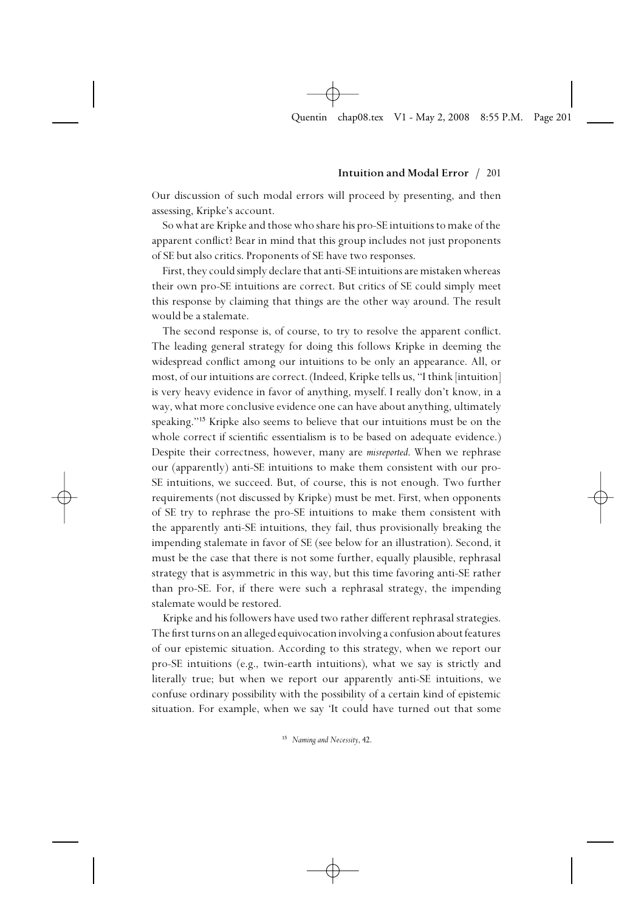Our discussion of such modal errors will proceed by presenting, and then assessing, Kripke's account.

So what are Kripke and those who share his pro-SE intuitions to make of the apparent conflict? Bear in mind that this group includes not just proponents of SE but also critics. Proponents of SE have two responses.

First, they could simply declare that anti-SE intuitions are mistaken whereas their own pro-SE intuitions are correct. But critics of SE could simply meet this response by claiming that things are the other way around. The result would be a stalemate.

The second response is, of course, to try to resolve the apparent conflict. The leading general strategy for doing this follows Kripke in deeming the widespread conflict among our intuitions to be only an appearance. All, or most, of our intuitions are correct. (Indeed, Kripke tells us, "I think [intuition] is very heavy evidence in favor of anything, myself. I really don't know, in a way, what more conclusive evidence one can have about anything, ultimately speaking."[15] Kripke also seems to believe that our intuitions must be on the whole correct if scientific essentialism is to be based on adequate evidence.) Despite their correctness, however, many are *misreported*. When we rephrase our (apparently) anti-SE intuitions to make them consistent with our pro-SE intuitions, we succeed. But, of course, this is not enough. Two further requirements (not discussed by Kripke) must be met. First, when opponents of SE try to rephrase the pro-SE intuitions to make them consistent with the apparently anti-SE intuitions, they fail, thus provisionally breaking the impending stalemate in favor of SE (see below for an illustration). Second, it must be the case that there is not some further, equally plausible, rephrasal strategy that is asymmetric in this way, but this time favoring anti-SE rather than pro-SE. For, if there were such a rephrasal strategy, the impending stalemate would be restored.

Kripke and his followers have used two rather different rephrasal strategies. The first turns on an alleged equivocation involving a confusion about features of our epistemic situation. According to this strategy, when we report our pro-SE intuitions (e.g., twin-earth intuitions), what we say is strictly and literally true; but when we report our apparently anti-SE intuitions, we confuse ordinary possibility with the possibility of a certain kind of epistemic situation. For example, when we say 'It could have turned out that some

[15] *Naming and Necessity*, 42.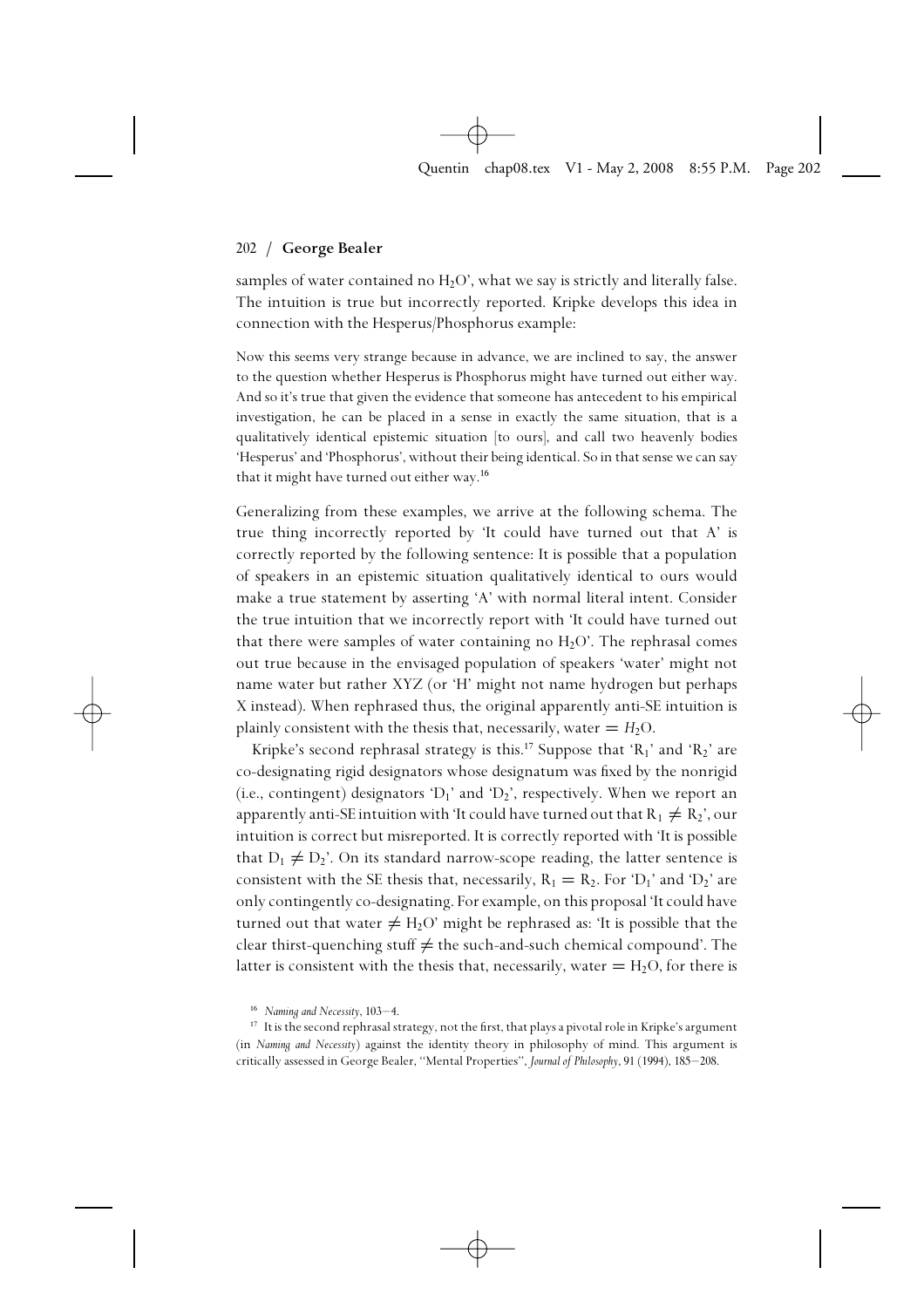samples of water contained no $H_2O$', what we say is strictly and literally false. The intuition is true but incorrectly reported. Kripke develops this idea in connection with the Hesperus/Phosphorus example:

> Now this seems very strange because in advance, we are inclined to say, the answer to the question whether Hesperus is Phosphorus might have turned out either way. And so it's true that given the evidence that someone has antecedent to his empirical investigation, he can be placed in a sense in exactly the same situation, that is a qualitatively identical epistemic situation [to ours], and call two heavenly bodies 'Hesperus' and 'Phosphorus', without their being identical. So in that sense we can say that it might have turned out either way.[16]

Generalizing from these examples, we arrive at the following schema. The true thing incorrectly reported by 'It could have turned out that A' is correctly reported by the following sentence: It is possible that a population of speakers in an epistemic situation qualitatively identical to ours would make a true statement by asserting 'A' with normal literal intent. Consider the true intuition that we incorrectly report with 'It could have turned out that there were samples of water containing no $H_2O$'. The rephrasal comes out true because in the envisaged population of speakers 'water' might not name water but rather XYZ (or 'H' might not name hydrogen but perhaps X instead). When rephrased thus, the original apparently anti-SE intuition is plainly consistent with the thesis that, necessarily, water $= H_2O$.

Kripke's second rephrasal strategy is this.[17] Suppose that '$R_1$' and '$R_2$' are co-designating rigid designators whose designatum was fixed by the nonrigid (i.e., contingent) designators '$D_1$' and '$D_2$', respectively. When we report an apparently anti-SE intuition with 'It could have turned out that $R_1 \neq R_2$', our intuition is correct but misreported. It is correctly reported with 'It is possible that $D_1 \neq D_2$'. On its standard narrow-scope reading, the latter sentence is consistent with the SE thesis that, necessarily, $R_1 = R_2$. For '$D_1$' and '$D_2$' are only contingently co-designating. For example, on this proposal 'It could have turned out that water $\neq H_2O$' might be rephrased as: 'It is possible that the clear thirst-quenching stuff $\neq$ the such-and-such chemical compound'. The latter is consistent with the thesis that, necessarily, water $= H_2O$, for there is

[16] *Naming and Necessity*, 103–4.

[17] It is the second rephrasal strategy, not the first, that plays a pivotal role in Kripke's argument (in *Naming and Necessity*) against the identity theory in philosophy of mind. This argument is critically assessed in George Bealer, "Mental Properties", *Journal of Philosophy*, 91 (1994), 185–208.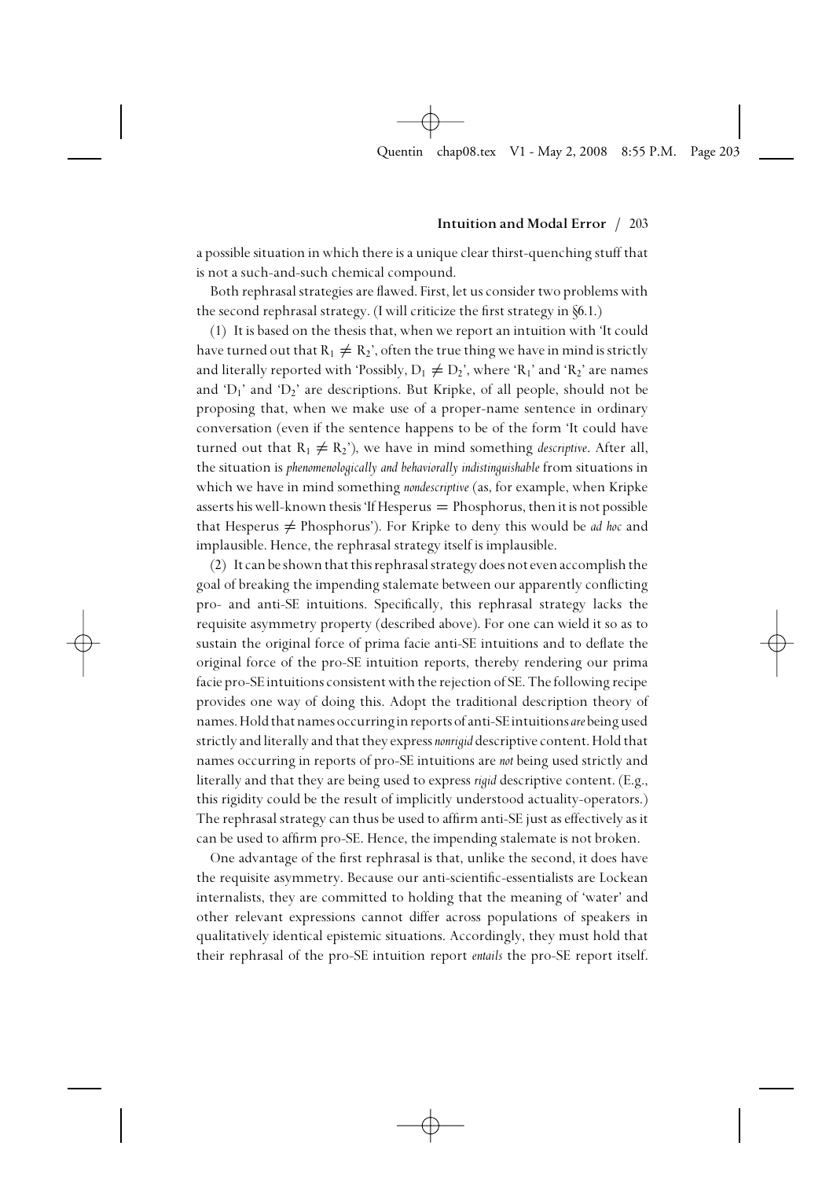a possible situation in which there is a unique clear thirst-quenching stuff that is not a such-and-such chemical compound.

Both rephrasal strategies are flawed. First, let us consider two problems with the second rephrasal strategy. (I will criticize the first strategy in §6.1.)

(1) It is based on the thesis that, when we report an intuition with 'It could have turned out that $R_1 \neq R_2$', often the true thing we have in mind is strictly and literally reported with 'Possibly, $D_1 \neq D_2$', where '$R_1$' and '$R_2$' are names and '$D_1$' and '$D_2$' are descriptions. But Kripke, of all people, should not be proposing that, when we make use of a proper-name sentence in ordinary conversation (even if the sentence happens to be of the form 'It could have turned out that $R_1 \neq R_2$'), we have in mind something *descriptive*. After all, the situation is *phenomenologically and behaviorally indistinguishable* from situations in which we have in mind something *nondescriptive* (as, for example, when Kripke asserts his well-known thesis 'If Hesperus = Phosphorus, then it is not possible that Hesperus ≠ Phosphorus'). For Kripke to deny this would be *ad hoc* and implausible. Hence, the rephrasal strategy itself is implausible.

(2) It can be shown that this rephrasal strategy does not even accomplish the goal of breaking the impending stalemate between our apparently conflicting pro- and anti-SE intuitions. Specifically, this rephrasal strategy lacks the requisite asymmetry property (described above). For one can wield it so as to sustain the original force of prima facie anti-SE intuitions and to deflate the original force of the pro-SE intuition reports, thereby rendering our prima facie pro-SE intuitions consistent with the rejection of SE. The following recipe provides one way of doing this. Adopt the traditional description theory of names. Hold that names occurring in reports of anti-SE intuitions *are* being used strictly and literally and that they express *nonrigid* descriptive content. Hold that names occurring in reports of pro-SE intuitions are *not* being used strictly and literally and that they are being used to express *rigid* descriptive content. (E.g., this rigidity could be the result of implicitly understood actuality-operators.) The rephrasal strategy can thus be used to affirm anti-SE just as effectively as it can be used to affirm pro-SE. Hence, the impending stalemate is not broken.

One advantage of the first rephrasal is that, unlike the second, it does have the requisite asymmetry. Because our anti-scientific-essentialists are Lockean internalists, they are committed to holding that the meaning of 'water' and other relevant expressions cannot differ across populations of speakers in qualitatively identical epistemic situations. Accordingly, they must hold that their rephrasal of the pro-SE intuition report *entails* the pro-SE report itself.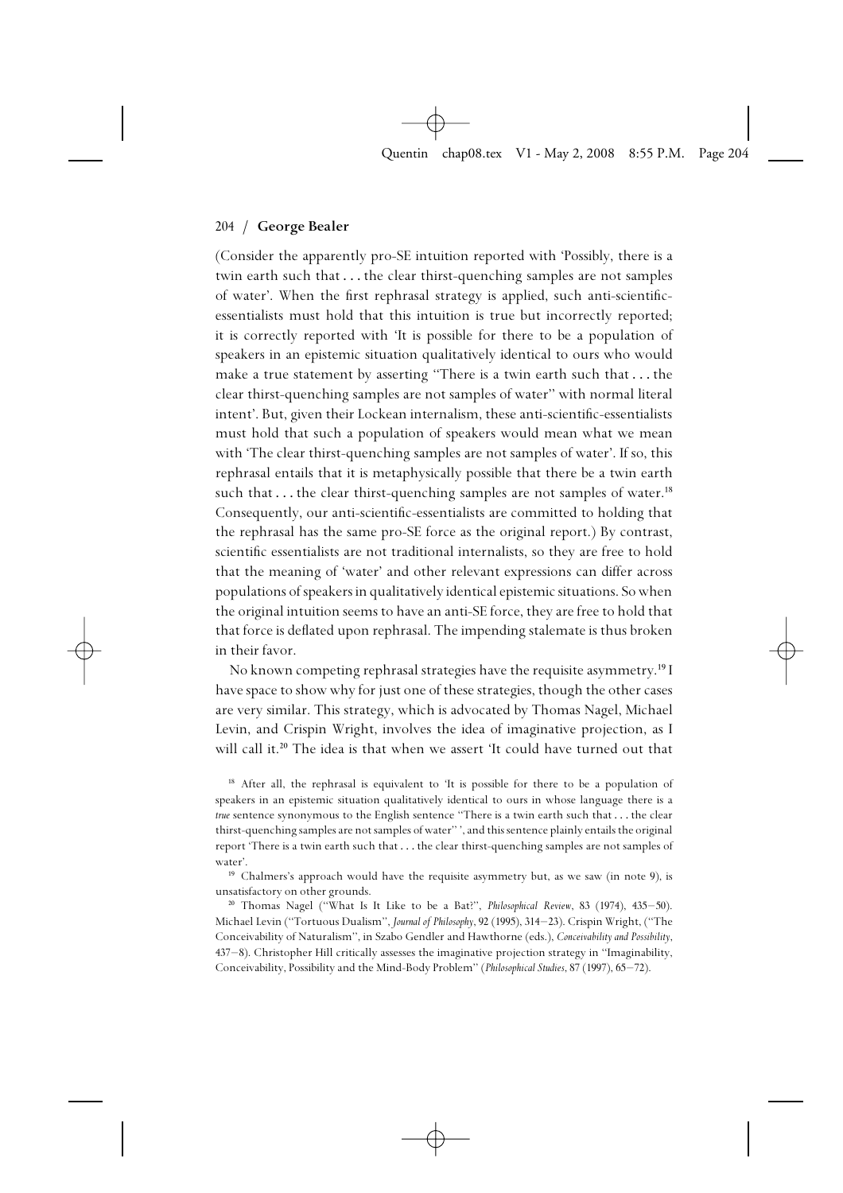(Consider the apparently pro-SE intuition reported with 'Possibly, there is a twin earth such that . . . the clear thirst-quenching samples are not samples of water'. When the first rephrasal strategy is applied, such anti-scientific-essentialists must hold that this intuition is true but incorrectly reported; it is correctly reported with 'It is possible for there to be a population of speakers in an epistemic situation qualitatively identical to ours who would make a true statement by asserting "There is a twin earth such that . . . the clear thirst-quenching samples are not samples of water" with normal literal intent'. But, given their Lockean internalism, these anti-scientific-essentialists must hold that such a population of speakers would mean what we mean with 'The clear thirst-quenching samples are not samples of water'. If so, this rephrasal entails that it is metaphysically possible that there be a twin earth such that . . . the clear thirst-quenching samples are not samples of water.[18] Consequently, our anti-scientific-essentialists are committed to holding that the rephrasal has the same pro-SE force as the original report.) By contrast, scientific essentialists are not traditional internalists, so they are free to hold that the meaning of 'water' and other relevant expressions can differ across populations of speakers in qualitatively identical epistemic situations. So when the original intuition seems to have an anti-SE force, they are free to hold that that force is deflated upon rephrasal. The impending stalemate is thus broken in their favor.

No known competing rephrasal strategies have the requisite asymmetry.[19] I have space to show why for just one of these strategies, though the other cases are very similar. This strategy, which is advocated by Thomas Nagel, Michael Levin, and Crispin Wright, involves the idea of imaginative projection, as I will call it.[20] The idea is that when we assert 'It could have turned out that

[18] After all, the rephrasal is equivalent to 'It is possible for there to be a population of speakers in an epistemic situation qualitatively identical to ours in whose language there is a *true* sentence synonymous to the English sentence "There is a twin earth such that . . . the clear thirst-quenching samples are not samples of water" ', and this sentence plainly entails the original report 'There is a twin earth such that . . . the clear thirst-quenching samples are not samples of water'.

[19] Chalmers's approach would have the requisite asymmetry but, as we saw (in note 9), is unsatisfactory on other grounds.

[20] Thomas Nagel ("What Is It Like to be a Bat?", *Philosophical Review*, 83 (1974), 435–50). Michael Levin ("Tortuous Dualism", *Journal of Philosophy*, 92 (1995), 314–23). Crispin Wright, ("The Conceivability of Naturalism", in Szabo Gendler and Hawthorne (eds.), *Conceivability and Possibility*, 437–8). Christopher Hill critically assesses the imaginative projection strategy in "Imaginability, Conceivability, Possibility and the Mind-Body Problem" (*Philosophical Studies*, 87 (1997), 65–72).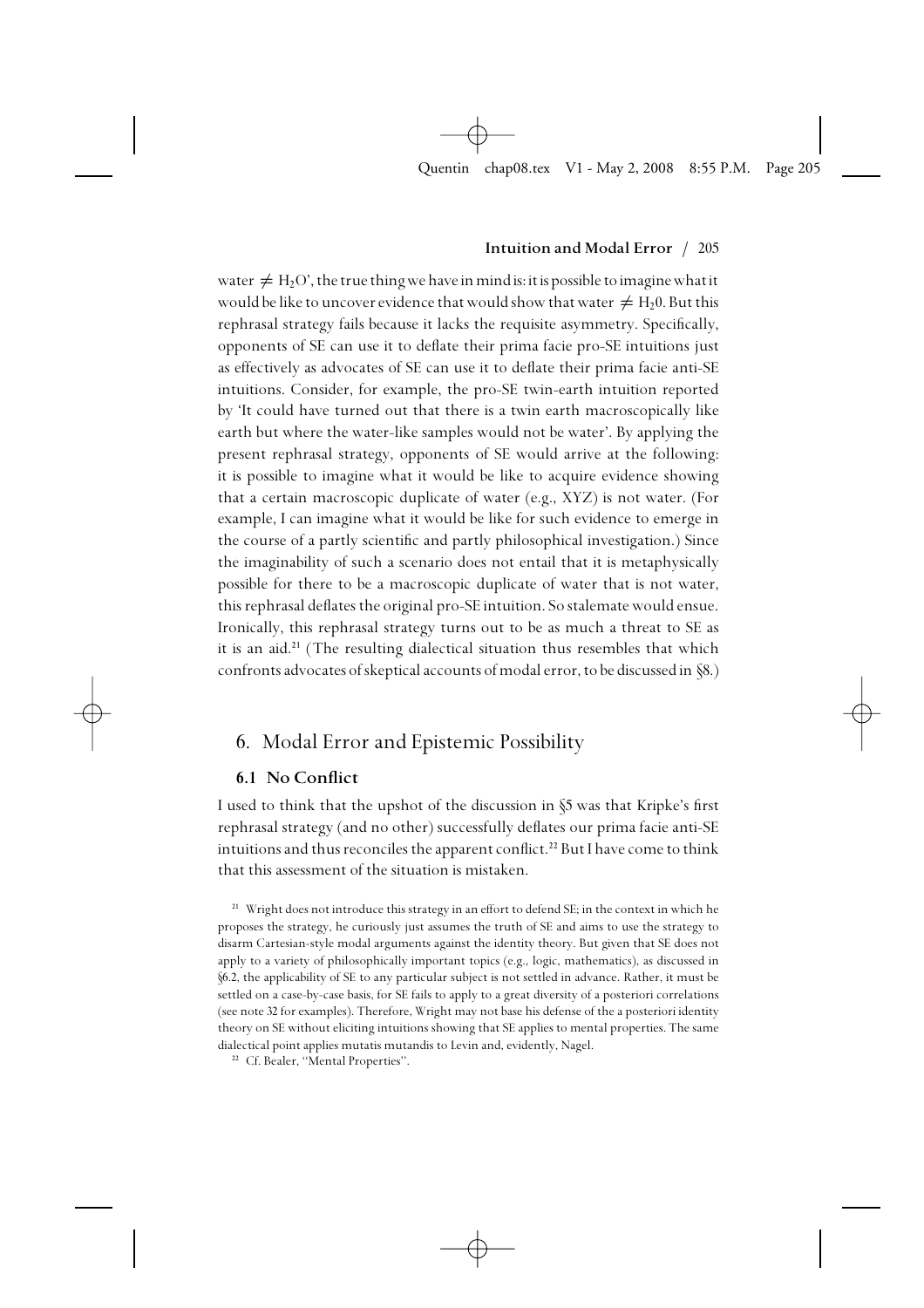water $\neq H_2O$', the true thing we have in mind is: it is possible to imagine what it would be like to uncover evidence that would show that water $\neq H_20$. But this rephrasal strategy fails because it lacks the requisite asymmetry. Specifically, opponents of SE can use it to deflate their prima facie pro-SE intuitions just as effectively as advocates of SE can use it to deflate their prima facie anti-SE intuitions. Consider, for example, the pro-SE twin-earth intuition reported by 'It could have turned out that there is a twin earth macroscopically like earth but where the water-like samples would not be water'. By applying the present rephrasal strategy, opponents of SE would arrive at the following: it is possible to imagine what it would be like to acquire evidence showing that a certain macroscopic duplicate of water (e.g., XYZ) is not water. (For example, I can imagine what it would be like for such evidence to emerge in the course of a partly scientific and partly philosophical investigation.) Since the imaginability of such a scenario does not entail that it is metaphysically possible for there to be a macroscopic duplicate of water that is not water, this rephrasal deflates the original pro-SE intuition. So stalemate would ensue. Ironically, this rephrasal strategy turns out to be as much a threat to SE as it is an aid.[21] (The resulting dialectical situation thus resembles that which confronts advocates of skeptical accounts of modal error, to be discussed in §8.)

## 6. Modal Error and Epistemic Possibility

### 6.1 No Conflict

I used to think that the upshot of the discussion in §5 was that Kripke's first rephrasal strategy (and no other) successfully deflates our prima facie anti-SE intuitions and thus reconciles the apparent conflict.[22] But I have come to think that this assessment of the situation is mistaken.

[21] Wright does not introduce this strategy in an effort to defend SE; in the context in which he proposes the strategy, he curiously just assumes the truth of SE and aims to use the strategy to disarm Cartesian-style modal arguments against the identity theory. But given that SE does not apply to a variety of philosophically important topics (e.g., logic, mathematics), as discussed in §6.2, the applicability of SE to any particular subject is not settled in advance. Rather, it must be settled on a case-by-case basis, for SE fails to apply to a great diversity of a posteriori correlations (see note 32 for examples). Therefore, Wright may not base his defense of the a posteriori identity theory on SE without eliciting intuitions showing that SE applies to mental properties. The same dialectical point applies mutatis mutandis to Levin and, evidently, Nagel.

[22] Cf. Bealer, ''Mental Properties''.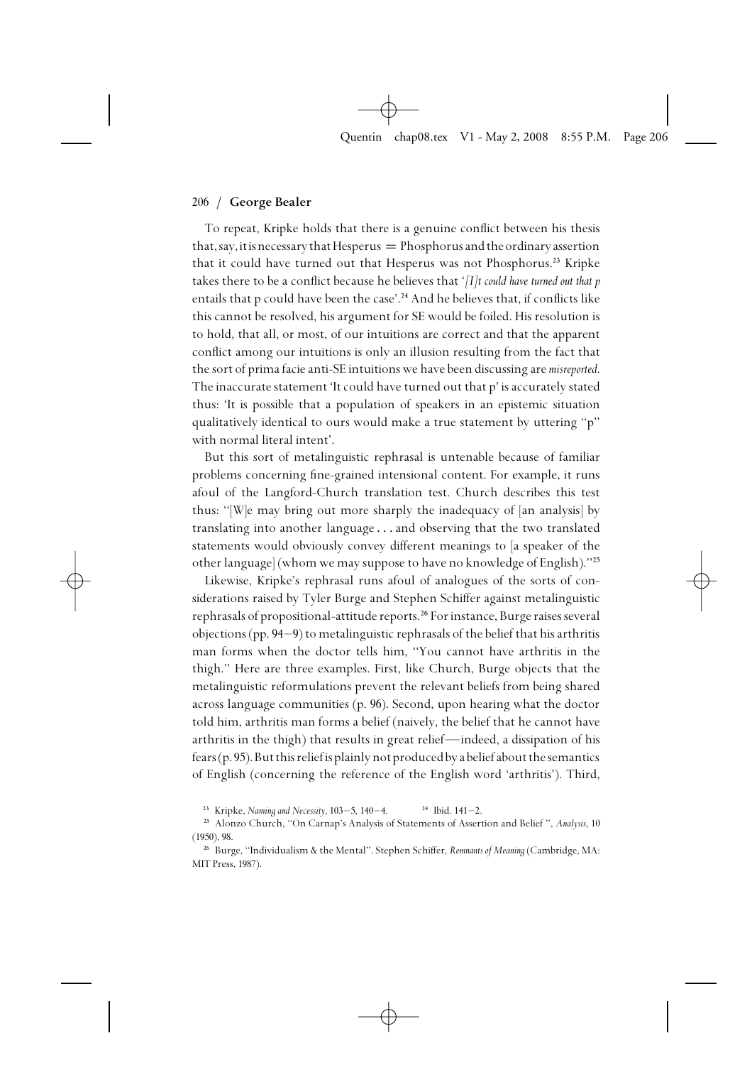To repeat, Kripke holds that there is a genuine conflict between his thesis that, say, it is necessary that Hesperus = Phosphorus and the ordinary assertion that it could have turned out that Hesperus was not Phosphorus.[23] Kripke takes there to be a conflict because he believes that '*[I]t could have turned out that p* entails that p could have been the case'.[24] And he believes that, if conflicts like this cannot be resolved, his argument for SE would be foiled. His resolution is to hold, that all, or most, of our intuitions are correct and that the apparent conflict among our intuitions is only an illusion resulting from the fact that the sort of prima facie anti-SE intuitions we have been discussing are *misreported*. The inaccurate statement 'It could have turned out that p' is accurately stated thus: 'It is possible that a population of speakers in an epistemic situation qualitatively identical to ours would make a true statement by uttering "p" with normal literal intent'.

But this sort of metalinguistic rephrasal is untenable because of familiar problems concerning fine-grained intensional content. For example, it runs afoul of the Langford-Church translation test. Church describes this test thus: "[W]e may bring out more sharply the inadequacy of [an analysis] by translating into another language . . . and observing that the two translated statements would obviously convey different meanings to [a speaker of the other language] (whom we may suppose to have no knowledge of English)."[25]

Likewise, Kripke's rephrasal runs afoul of analogues of the sorts of considerations raised by Tyler Burge and Stephen Schiffer against metalinguistic rephrasals of propositional-attitude reports.[26] For instance, Burge raises several objections (pp. 94–9) to metalinguistic rephrasals of the belief that his arthritis man forms when the doctor tells him, "You cannot have arthritis in the thigh." Here are three examples. First, like Church, Burge objects that the metalinguistic reformulations prevent the relevant beliefs from being shared across language communities (p. 96). Second, upon hearing what the doctor told him, arthritis man forms a belief (naively, the belief that he cannot have arthritis in the thigh) that results in great relief—indeed, a dissipation of his fears (p. 95). But this relief is plainly not produced by a belief about the semantics of English (concerning the reference of the English word 'arthritis'). Third,

[23] Kripke, *Naming and Necessity*, 103–5, 140–4.

[24] Ibid. 141–2.

[25] Alonzo Church, "On Carnap's Analysis of Statements of Assertion and Belief", *Analysis*, 10 (1950), 98.

[26] Burge, "Individualism & the Mental". Stephen Schiffer, *Remnants of Meaning* (Cambridge, MA: MIT Press, 1987).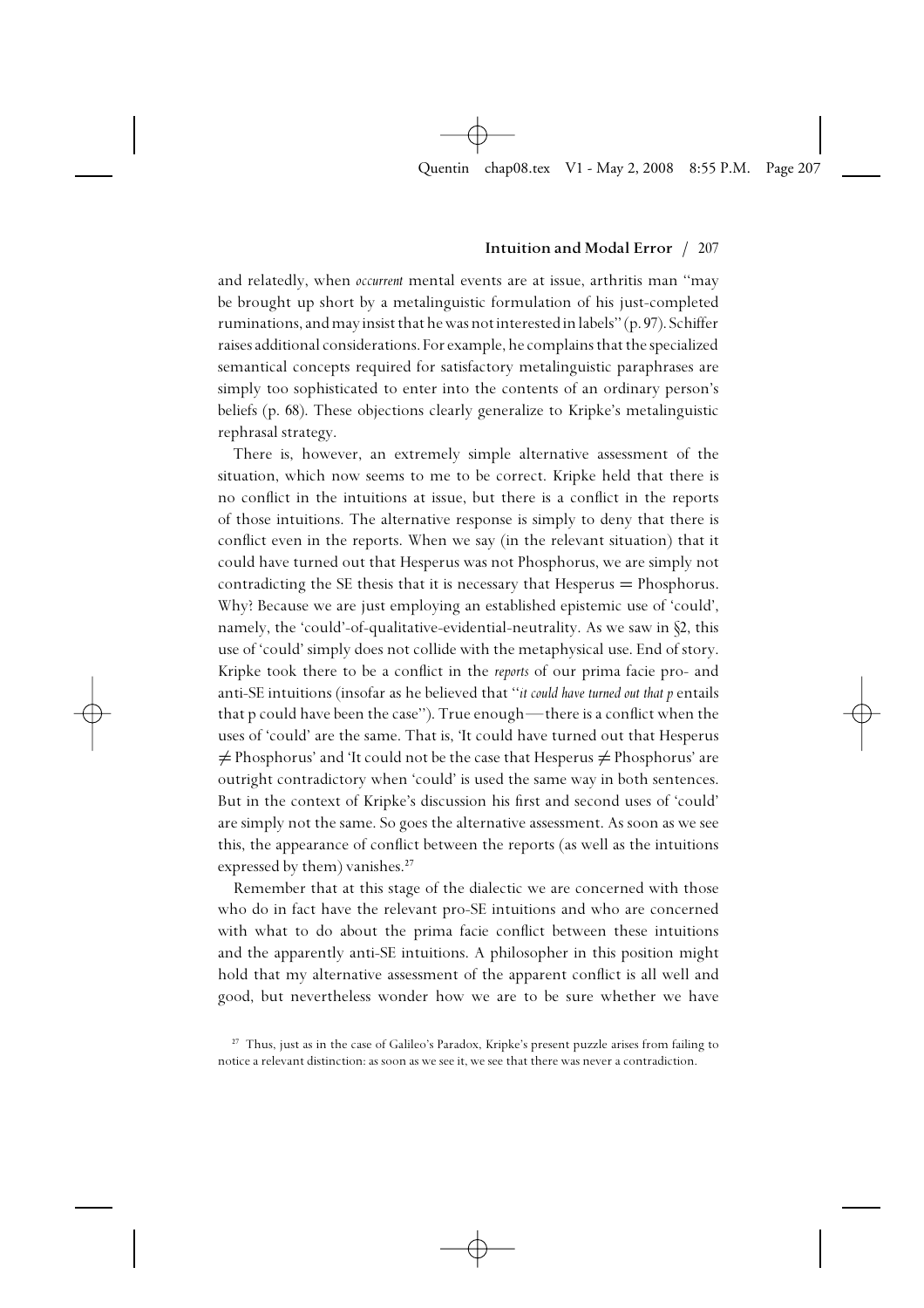and relatedly, when *occurrent* mental events are at issue, arthritis man "may be brought up short by a metalinguistic formulation of his just-completed ruminations, and may insist that he was not interested in labels" (p. 97). Schiffer raises additional considerations. For example, he complains that the specialized semantical concepts required for satisfactory metalinguistic paraphrases are simply too sophisticated to enter into the contents of an ordinary person's beliefs (p. 68). These objections clearly generalize to Kripke's metalinguistic rephrasal strategy.

There is, however, an extremely simple alternative assessment of the situation, which now seems to me to be correct. Kripke held that there is no conflict in the intuitions at issue, but there is a conflict in the reports of those intuitions. The alternative response is simply to deny that there is conflict even in the reports. When we say (in the relevant situation) that it could have turned out that Hesperus was not Phosphorus, we are simply not contradicting the SE thesis that it is necessary that Hesperus = Phosphorus. Why? Because we are just employing an established epistemic use of 'could', namely, the 'could'-of-qualitative-evidential-neutrality. As we saw in §2, this use of 'could' simply does not collide with the metaphysical use. End of story. Kripke took there to be a conflict in the *reports* of our prima facie pro- and anti-SE intuitions (insofar as he believed that "*it could have turned out that p* entails that p could have been the case"). True enough—there is a conflict when the uses of 'could' are the same. That is, 'It could have turned out that Hesperus $\neq$ Phosphorus' and 'It could not be the case that Hesperus $\neq$ Phosphorus' are outright contradictory when 'could' is used the same way in both sentences. But in the context of Kripke's discussion his first and second uses of 'could' are simply not the same. So goes the alternative assessment. As soon as we see this, the appearance of conflict between the reports (as well as the intuitions expressed by them) vanishes.[27]

Remember that at this stage of the dialectic we are concerned with those who do in fact have the relevant pro-SE intuitions and who are concerned with what to do about the prima facie conflict between these intuitions and the apparently anti-SE intuitions. A philosopher in this position might hold that my alternative assessment of the apparent conflict is all well and good, but nevertheless wonder how we are to be sure whether we have

[27] Thus, just as in the case of Galileo's Paradox, Kripke's present puzzle arises from failing to notice a relevant distinction: as soon as we see it, we see that there was never a contradiction.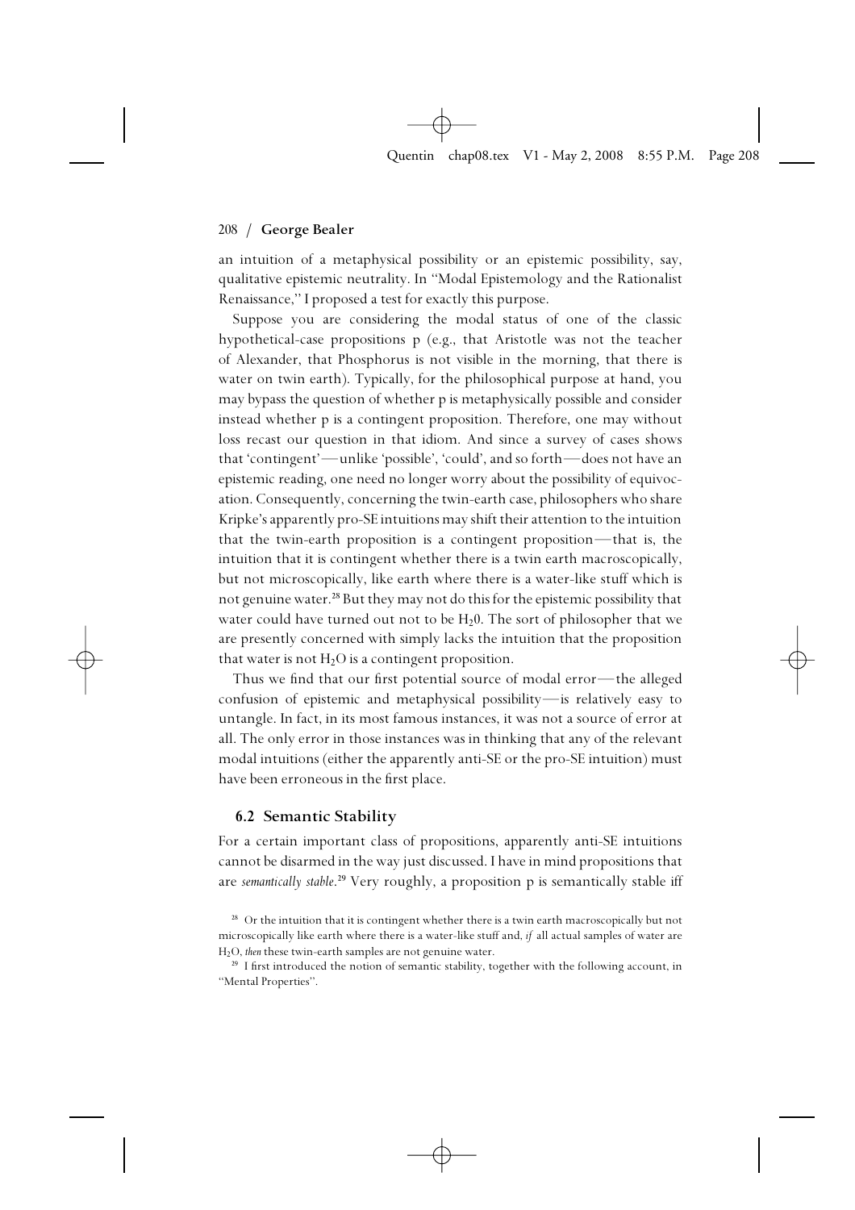an intuition of a metaphysical possibility or an epistemic possibility, say, qualitative epistemic neutrality. In ''Modal Epistemology and the Rationalist Renaissance,'' I proposed a test for exactly this purpose.

Suppose you are considering the modal status of one of the classic hypothetical-case propositions p (e.g., that Aristotle was not the teacher of Alexander, that Phosphorus is not visible in the morning, that there is water on twin earth). Typically, for the philosophical purpose at hand, you may bypass the question of whether p is metaphysically possible and consider instead whether p is a contingent proposition. Therefore, one may without loss recast our question in that idiom. And since a survey of cases shows that 'contingent'—unlike 'possible', 'could', and so forth—does not have an epistemic reading, one need no longer worry about the possibility of equivocation. Consequently, concerning the twin-earth case, philosophers who share Kripke's apparently pro-SE intuitions may shift their attention to the intuition that the twin-earth proposition is a contingent proposition—that is, the intuition that it is contingent whether there is a twin earth macroscopically, but not microscopically, like earth where there is a water-like stuff which is not genuine water.[28] But they may not do this for the epistemic possibility that water could have turned out not to be $H_20$. The sort of philosopher that we are presently concerned with simply lacks the intuition that the proposition that water is not $H_2O$ is a contingent proposition.

Thus we find that our first potential source of modal error—the alleged confusion of epistemic and metaphysical possibility—is relatively easy to untangle. In fact, in its most famous instances, it was not a source of error at all. The only error in those instances was in thinking that any of the relevant modal intuitions (either the apparently anti-SE or the pro-SE intuition) must have been erroneous in the first place.

### 6.2 Semantic Stability

For a certain important class of propositions, apparently anti-SE intuitions cannot be disarmed in the way just discussed. I have in mind propositions that are *semantically stable*.[29] Very roughly, a proposition p is semantically stable iff

[28] Or the intuition that it is contingent whether there is a twin earth macroscopically but not microscopically like earth where there is a water-like stuff and, *if* all actual samples of water are $H_2O$, *then* these twin-earth samples are not genuine water.

[29] I first introduced the notion of semantic stability, together with the following account, in ''Mental Properties''.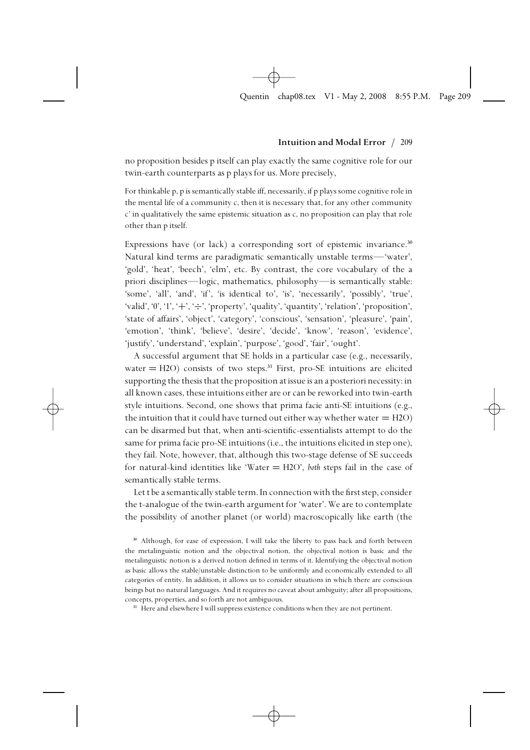no proposition besides p itself can play exactly the same cognitive role for our twin-earth counterparts as p plays for us. More precisely,

For thinkable p, p is semantically stable iff, necessarily, if p plays some cognitive role in the mental life of a community c, then it is necessary that, for any other community c' in qualitatively the same epistemic situation as c, no proposition can play that role other than p itself.

Expressions have (or lack) a corresponding sort of epistemic invariance.[30] Natural kind terms are paradigmatic semantically unstable terms—'water', 'gold', 'heat', 'beech', 'elm', etc. By contrast, the core vocabulary of the a priori disciplines—logic, mathematics, philosophy—is semantically stable: 'some', 'all', 'and', 'if', 'is identical to', 'is', 'necessarily', 'possibly', 'true', 'valid', '0', '1', '+', '÷', 'property', 'quality', 'quantity', 'relation', 'proposition', 'state of affairs', 'object', 'category', 'conscious', 'sensation', 'pleasure', 'pain', 'emotion', 'think', 'believe', 'desire', 'decide', 'know', 'reason', 'evidence', 'justify', 'understand', 'explain', 'purpose', 'good', 'fair', 'ought'.

A successful argument that SE holds in a particular case (e.g., necessarily, water = H2O) consists of two steps.[31] First, pro-SE intuitions are elicited supporting the thesis that the proposition at issue is an a posteriori necessity: in all known cases, these intuitions either are or can be reworked into twin-earth style intuitions. Second, one shows that prima facie anti-SE intuitions (e.g., the intuition that it could have turned out either way whether water = H2O) can be disarmed but that, when anti-scientific-essentialists attempt to do the same for prima facie pro-SE intuitions (i.e., the intuitions elicited in step one), they fail. Note, however, that, although this two-stage defense of SE succeeds for natural-kind identities like 'Water = H2O', *both* steps fail in the case of semantically stable terms.

Let t be a semantically stable term. In connection with the first step, consider the t-analogue of the twin-earth argument for 'water'. We are to contemplate the possibility of another planet (or world) macroscopically like earth (the

[30] Although, for ease of expression, I will take the liberty to pass back and forth between the metalinguistic notion and the objectival notion, the objectival notion is basic and the metalinguistic notion is a derived notion defined in terms of it. Identifying the objectival notion as basic allows the stable/unstable distinction to be uniformly and economically extended to all categories of entity. In addition, it allows us to consider situations in which there are conscious beings but no natural languages. And it requires no caveat about ambiguity; after all propositions, concepts, properties, and so forth are not ambiguous.

[31] Here and elsewhere I will suppress existence conditions when they are not pertinent.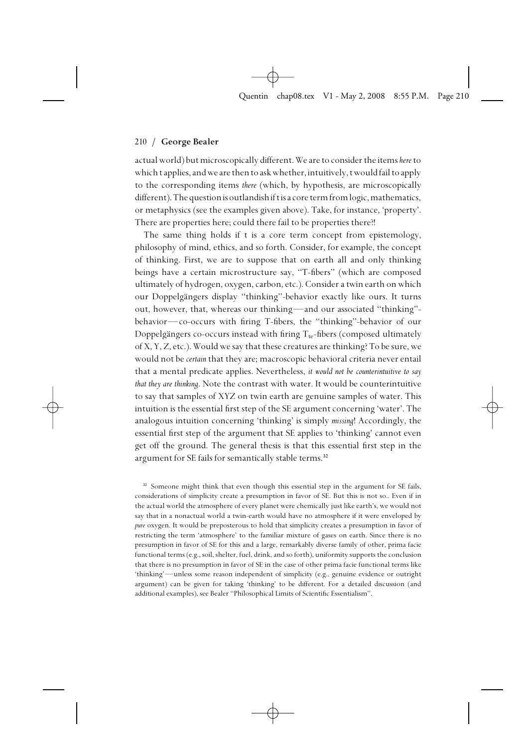actual world) but microscopically different. We are to consider the items *here* to which t applies, and we are then to ask whether, intuitively, t would fail to apply to the corresponding items *there* (which, by hypothesis, are microscopically different). The question is outlandish if t is a core term from logic, mathematics, or metaphysics (see the examples given above). Take, for instance, 'property'. There are properties here; could there fail to be properties there?!

The same thing holds if t is a core term concept from epistemology, philosophy of mind, ethics, and so forth. Consider, for example, the concept of thinking. First, we are to suppose that on earth all and only thinking beings have a certain microstructure say, ''T-fibers'' (which are composed ultimately of hydrogen, oxygen, carbon, etc.). Consider a twin earth on which our Doppelgängers display ''thinking''-behavior exactly like ours. It turns out, however, that, whereas our thinking—and our associated ''thinking''-behavior—co-occurs with firing T-fibers, the ''thinking''-behavior of our Doppelgängers co-occurs instead with firing $T_{te}$-fibers (composed ultimately of X, Y, Z, etc.). Would we say that these creatures are thinking? To be sure, we would not be *certain* that they are; macroscopic behavioral criteria never entail that a mental predicate applies. Nevertheless, *it would not be counterintuitive to say that they are thinking*. Note the contrast with water. It would be counterintuitive to say that samples of XYZ on twin earth are genuine samples of water. This intuition is the essential first step of the SE argument concerning 'water'. The analogous intuition concerning 'thinking' is simply *missing*! Accordingly, the essential first step of the argument that SE applies to 'thinking' cannot even get off the ground. The general thesis is that this essential first step in the argument for SE fails for semantically stable terms.[32]

[32] Someone might think that even though this essential step in the argument for SE fails, considerations of simplicity create a presumption in favor of SE. But this is not so.. Even if in the actual world the atmosphere of every planet were chemically just like earth's, we would not say that in a nonactual world a twin-earth would have no atmosphere if it were enveloped by *pure* oxygen. It would be preposterous to hold that simplicity creates a presumption in favor of restricting the term 'atmosphere' to the familiar mixture of gases on earth. Since there is no presumption in favor of SE for this and a large, remarkably diverse family of other, prima facie functional terms (e.g., soil, shelter, fuel, drink, and so forth), uniformity supports the conclusion that there is no presumption in favor of SE in the case of other prima facie functional terms like 'thinking'—unless some reason independent of simplicity (e.g., genuine evidence or outright argument) can be given for taking 'thinking' to be different. For a detailed discussion (and additional examples), see Bealer ''Philosophical Limits of Scientific Essentialism''.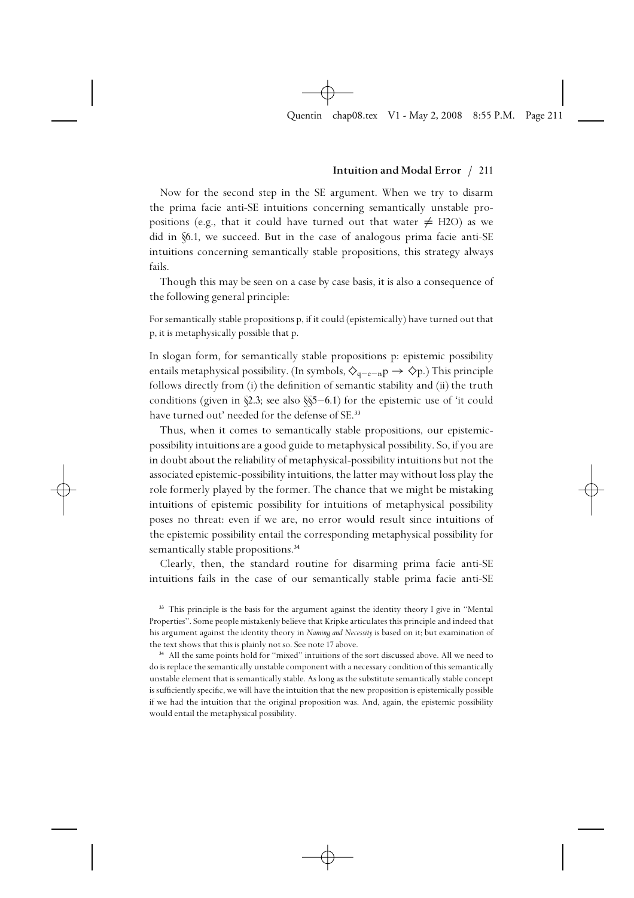Now for the second step in the SE argument. When we try to disarm the prima facie anti-SE intuitions concerning semantically unstable propositions (e.g., that it could have turned out that water $\neq$ H2O) as we did in §6.1, we succeed. But in the case of analogous prima facie anti-SE intuitions concerning semantically stable propositions, this strategy always fails.

Though this may be seen on a case by case basis, it is also a consequence of the following general principle:

For semantically stable propositions p, if it could (epistemically) have turned out that p, it is metaphysically possible that p.

In slogan form, for semantically stable propositions p: epistemic possibility entails metaphysical possibility. (In symbols, $\Diamond_{q-e-n}p \rightarrow \Diamond p$.) This principle follows directly from (i) the definition of semantic stability and (ii) the truth conditions (given in §2.3; see also §§5–6.1) for the epistemic use of 'it could have turned out' needed for the defense of SE.[33]

Thus, when it comes to semantically stable propositions, our epistemic-possibility intuitions are a good guide to metaphysical possibility. So, if you are in doubt about the reliability of metaphysical-possibility intuitions but not the associated epistemic-possibility intuitions, the latter may without loss play the role formerly played by the former. The chance that we might be mistaking intuitions of epistemic possibility for intuitions of metaphysical possibility poses no threat: even if we are, no error would result since intuitions of the epistemic possibility entail the corresponding metaphysical possibility for semantically stable propositions.[34]

Clearly, then, the standard routine for disarming prima facie anti-SE intuitions fails in the case of our semantically stable prima facie anti-SE

[33] This principle is the basis for the argument against the identity theory I give in "Mental Properties". Some people mistakenly believe that Kripke articulates this principle and indeed that his argument against the identity theory in *Naming and Necessity* is based on it; but examination of the text shows that this is plainly not so. See note 17 above.

[34] All the same points hold for "mixed" intuitions of the sort discussed above. All we need to do is replace the semantically unstable component with a necessary condition of this semantically unstable element that is semantically stable. As long as the substitute semantically stable concept is sufficiently specific, we will have the intuition that the new proposition is epistemically possible if we had the intuition that the original proposition was. And, again, the epistemic possibility would entail the metaphysical possibility.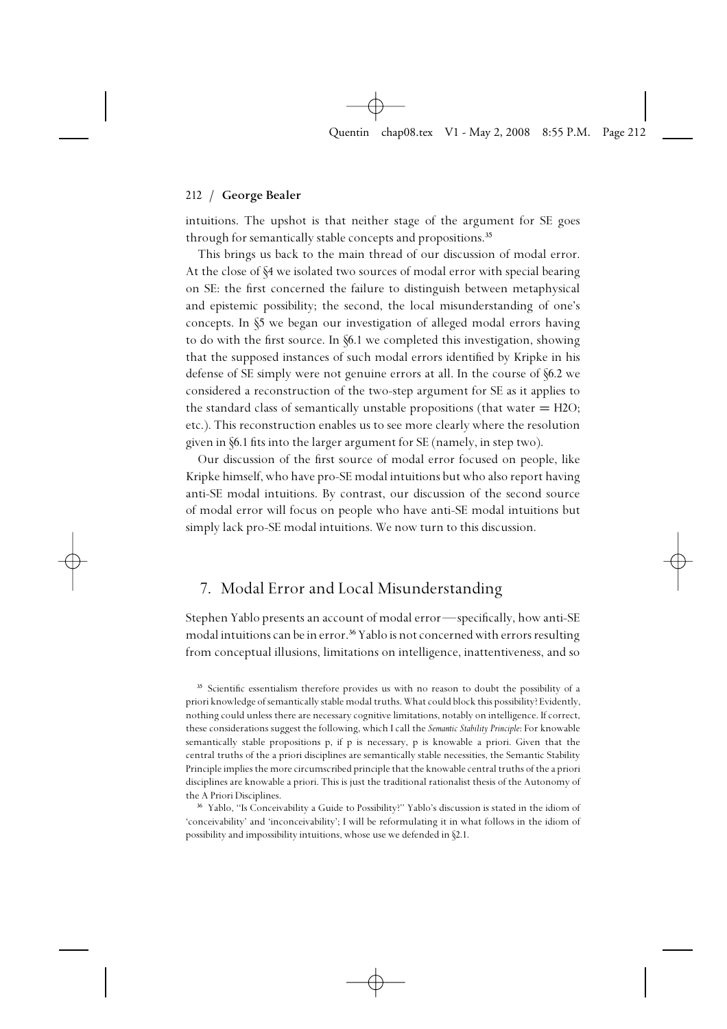intuitions. The upshot is that neither stage of the argument for SE goes through for semantically stable concepts and propositions.[35]

This brings us back to the main thread of our discussion of modal error. At the close of §4 we isolated two sources of modal error with special bearing on SE: the first concerned the failure to distinguish between metaphysical and epistemic possibility; the second, the local misunderstanding of one's concepts. In §5 we began our investigation of alleged modal errors having to do with the first source. In §6.1 we completed this investigation, showing that the supposed instances of such modal errors identified by Kripke in his defense of SE simply were not genuine errors at all. In the course of §6.2 we considered a reconstruction of the two-step argument for SE as it applies to the standard class of semantically unstable propositions (that water = H2O; etc.). This reconstruction enables us to see more clearly where the resolution given in §6.1 fits into the larger argument for SE (namely, in step two).

Our discussion of the first source of modal error focused on people, like Kripke himself, who have pro-SE modal intuitions but who also report having anti-SE modal intuitions. By contrast, our discussion of the second source of modal error will focus on people who have anti-SE modal intuitions but simply lack pro-SE modal intuitions. We now turn to this discussion.

## 7. Modal Error and Local Misunderstanding

Stephen Yablo presents an account of modal error—specifically, how anti-SE modal intuitions can be in error.[36] Yablo is not concerned with errors resulting from conceptual illusions, limitations on intelligence, inattentiveness, and so

[35] Scientific essentialism therefore provides us with no reason to doubt the possibility of a priori knowledge of semantically stable modal truths. What could block this possibility? Evidently, nothing could unless there are necessary cognitive limitations, notably on intelligence. If correct, these considerations suggest the following, which I call the *Semantic Stability Principle*: For knowable semantically stable propositions p, if p is necessary, p is knowable a priori. Given that the central truths of the a priori disciplines are semantically stable necessities, the Semantic Stability Principle implies the more circumscribed principle that the knowable central truths of the a priori disciplines are knowable a priori. This is just the traditional rationalist thesis of the Autonomy of the A Priori Disciplines.

[36] Yablo, "Is Conceivability a Guide to Possibility?" Yablo's discussion is stated in the idiom of 'conceivability' and 'inconceivability'; I will be reformulating it in what follows in the idiom of possibility and impossibility intuitions, whose use we defended in §2.1.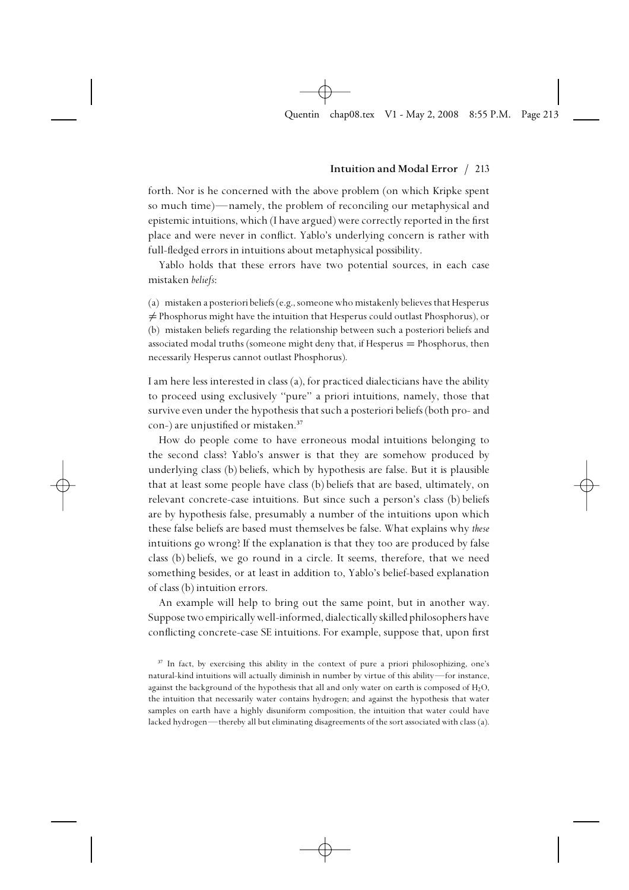forth. Nor is he concerned with the above problem (on which Kripke spent so much time)—namely, the problem of reconciling our metaphysical and epistemic intuitions, which (I have argued) were correctly reported in the first place and were never in conflict. Yablo's underlying concern is rather with full-fledged errors in intuitions about metaphysical possibility.

Yablo holds that these errors have two potential sources, in each case mistaken *beliefs*:

(a) mistaken a posteriori beliefs (e.g., someone who mistakenly believes that Hesperus $\neq$ Phosphorus might have the intuition that Hesperus could outlast Phosphorus), or
(b) mistaken beliefs regarding the relationship between such a posteriori beliefs and associated modal truths (someone might deny that, if Hesperus $=$ Phosphorus, then necessarily Hesperus cannot outlast Phosphorus).

I am here less interested in class (a), for practiced dialecticians have the ability to proceed using exclusively "pure" a priori intuitions, namely, those that survive even under the hypothesis that such a posteriori beliefs (both pro- and con-) are unjustified or mistaken.[37]

How do people come to have erroneous modal intuitions belonging to the second class? Yablo's answer is that they are somehow produced by underlying class (b) beliefs, which by hypothesis are false. But it is plausible that at least some people have class (b) beliefs that are based, ultimately, on relevant concrete-case intuitions. But since such a person's class (b) beliefs are by hypothesis false, presumably a number of the intuitions upon which these false beliefs are based must themselves be false. What explains why *these* intuitions go wrong? If the explanation is that they too are produced by false class (b) beliefs, we go round in a circle. It seems, therefore, that we need something besides, or at least in addition to, Yablo's belief-based explanation of class (b) intuition errors.

An example will help to bring out the same point, but in another way. Suppose two empirically well-informed, dialectically skilled philosophers have conflicting concrete-case SE intuitions. For example, suppose that, upon first

[37] In fact, by exercising this ability in the context of pure a priori philosophizing, one's natural-kind intuitions will actually diminish in number by virtue of this ability—for instance, against the background of the hypothesis that all and only water on earth is composed of $H_2O$, the intuition that necessarily water contains hydrogen; and against the hypothesis that water samples on earth have a highly disuniform composition, the intuition that water could have lacked hydrogen—thereby all but eliminating disagreements of the sort associated with class (a).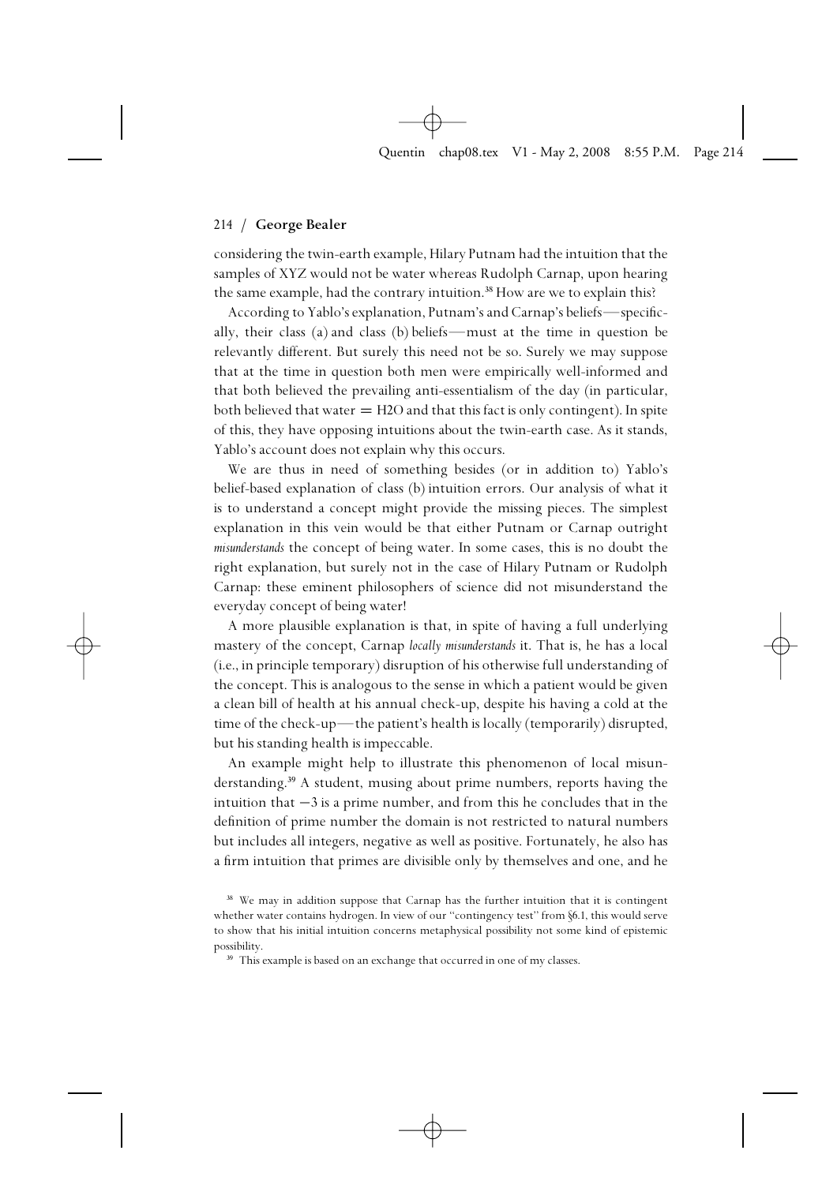considering the twin-earth example, Hilary Putnam had the intuition that the samples of XYZ would not be water whereas Rudolph Carnap, upon hearing the same example, had the contrary intuition.[38] How are we to explain this?

According to Yablo's explanation, Putnam's and Carnap's beliefs—specifically, their class (a) and class (b) beliefs—must at the time in question be relevantly different. But surely this need not be so. Surely we may suppose that at the time in question both men were empirically well-informed and that both believed the prevailing anti-essentialism of the day (in particular, both believed that water = H2O and that this fact is only contingent). In spite of this, they have opposing intuitions about the twin-earth case. As it stands, Yablo's account does not explain why this occurs.

We are thus in need of something besides (or in addition to) Yablo's belief-based explanation of class (b) intuition errors. Our analysis of what it is to understand a concept might provide the missing pieces. The simplest explanation in this vein would be that either Putnam or Carnap outright *misunderstands* the concept of being water. In some cases, this is no doubt the right explanation, but surely not in the case of Hilary Putnam or Rudolph Carnap: these eminent philosophers of science did not misunderstand the everyday concept of being water!

A more plausible explanation is that, in spite of having a full underlying mastery of the concept, Carnap *locally misunderstands* it. That is, he has a local (i.e., in principle temporary) disruption of his otherwise full understanding of the concept. This is analogous to the sense in which a patient would be given a clean bill of health at his annual check-up, despite his having a cold at the time of the check-up—the patient's health is locally (temporarily) disrupted, but his standing health is impeccable.

An example might help to illustrate this phenomenon of local misunderstanding.[39] A student, musing about prime numbers, reports having the intuition that −3 is a prime number, and from this he concludes that in the definition of prime number the domain is not restricted to natural numbers but includes all integers, negative as well as positive. Fortunately, he also has a firm intuition that primes are divisible only by themselves and one, and he

[38] We may in addition suppose that Carnap has the further intuition that it is contingent whether water contains hydrogen. In view of our "contingency test" from §6.1, this would serve to show that his initial intuition concerns metaphysical possibility not some kind of epistemic possibility.

[39] This example is based on an exchange that occurred in one of my classes.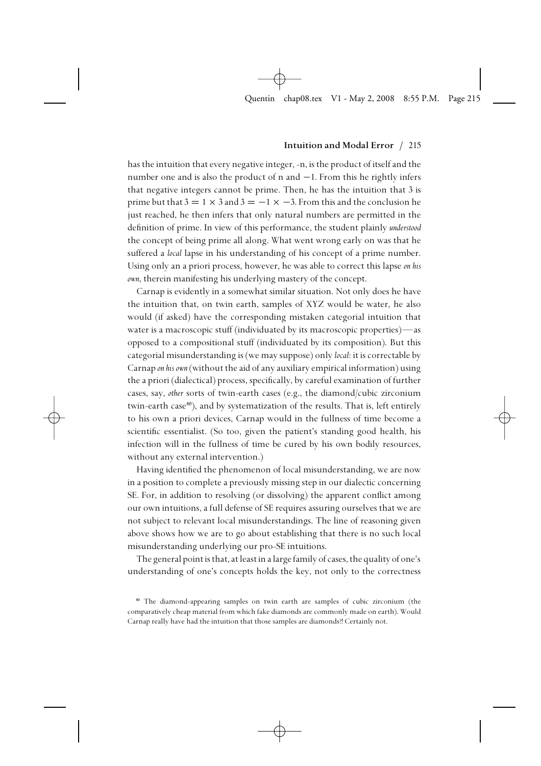has the intuition that every negative integer, -n, is the product of itself and the number one and is also the product of n and $-1$. From this he rightly infers that negative integers cannot be prime. Then, he has the intuition that 3 is prime but that $3 = 1 \times 3$ and $3 = -1 \times -3$. From this and the conclusion he just reached, he then infers that only natural numbers are permitted in the definition of prime. In view of this performance, the student plainly *understood* the concept of being prime all along. What went wrong early on was that he suffered a *local* lapse in his understanding of his concept of a prime number. Using only an a priori process, however, he was able to correct this lapse *on his own*, therein manifesting his underlying mastery of the concept.

Carnap is evidently in a somewhat similar situation. Not only does he have the intuition that, on twin earth, samples of XYZ would be water, he also would (if asked) have the corresponding mistaken categorial intuition that water is a macroscopic stuff (individuated by its macroscopic properties)—as opposed to a compositional stuff (individuated by its composition). But this categorial misunderstanding is (we may suppose) only *local*: it is correctable by Carnap *on his own* (without the aid of any auxiliary empirical information) using the a priori (dialectical) process, specifically, by careful examination of further cases, say, *other* sorts of twin-earth cases (e.g., the diamond/cubic zirconium twin-earth case[40]), and by systematization of the results. That is, left entirely to his own a priori devices, Carnap would in the fullness of time become a scientific essentialist. (So too, given the patient's standing good health, his infection will in the fullness of time be cured by his own bodily resources, without any external intervention.)

Having identified the phenomenon of local misunderstanding, we are now in a position to complete a previously missing step in our dialectic concerning SE. For, in addition to resolving (or dissolving) the apparent conflict among our own intuitions, a full defense of SE requires assuring ourselves that we are not subject to relevant local misunderstandings. The line of reasoning given above shows how we are to go about establishing that there is no such local misunderstanding underlying our pro-SE intuitions.

The general point is that, at least in a large family of cases, the quality of one's understanding of one's concepts holds the key, not only to the correctness

[40] The diamond-appearing samples on twin earth are samples of cubic zirconium (the comparatively cheap material from which fake diamonds are commonly made on earth). Would Carnap really have had the intuition that those samples are diamonds?! Certainly not.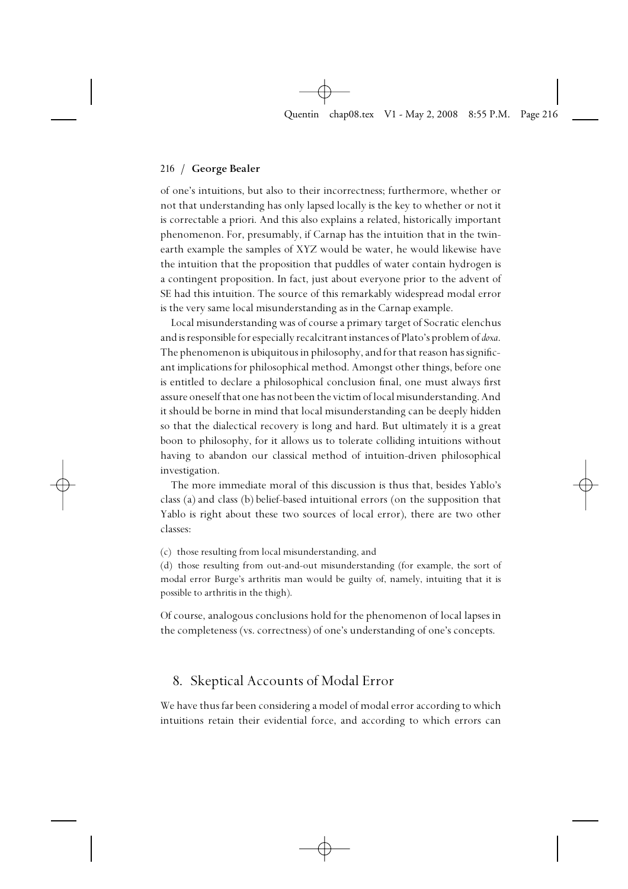of one's intuitions, but also to their incorrectness; furthermore, whether or not that understanding has only lapsed locally is the key to whether or not it is correctable a priori. And this also explains a related, historically important phenomenon. For, presumably, if Carnap has the intuition that in the twin-earth example the samples of XYZ would be water, he would likewise have the intuition that the proposition that puddles of water contain hydrogen is a contingent proposition. In fact, just about everyone prior to the advent of SE had this intuition. The source of this remarkably widespread modal error is the very same local misunderstanding as in the Carnap example.

Local misunderstanding was of course a primary target of Socratic elenchus and is responsible for especially recalcitrant instances of Plato's problem of *doxa*. The phenomenon is ubiquitous in philosophy, and for that reason has significant implications for philosophical method. Amongst other things, before one is entitled to declare a philosophical conclusion final, one must always first assure oneself that one has not been the victim of local misunderstanding. And it should be borne in mind that local misunderstanding can be deeply hidden so that the dialectical recovery is long and hard. But ultimately it is a great boon to philosophy, for it allows us to tolerate colliding intuitions without having to abandon our classical method of intuition-driven philosophical investigation.

The more immediate moral of this discussion is thus that, besides Yablo's class (a) and class (b) belief-based intuitional errors (on the supposition that Yablo is right about these two sources of local error), there are two other classes:

(c) those resulting from local misunderstanding, and
(d) those resulting from out-and-out misunderstanding (for example, the sort of modal error Burge's arthritis man would be guilty of, namely, intuiting that it is possible to arthritis in the thigh).

Of course, analogous conclusions hold for the phenomenon of local lapses in the completeness (vs. correctness) of one's understanding of one's concepts.

## 8. Skeptical Accounts of Modal Error

We have thus far been considering a model of modal error according to which intuitions retain their evidential force, and according to which errors can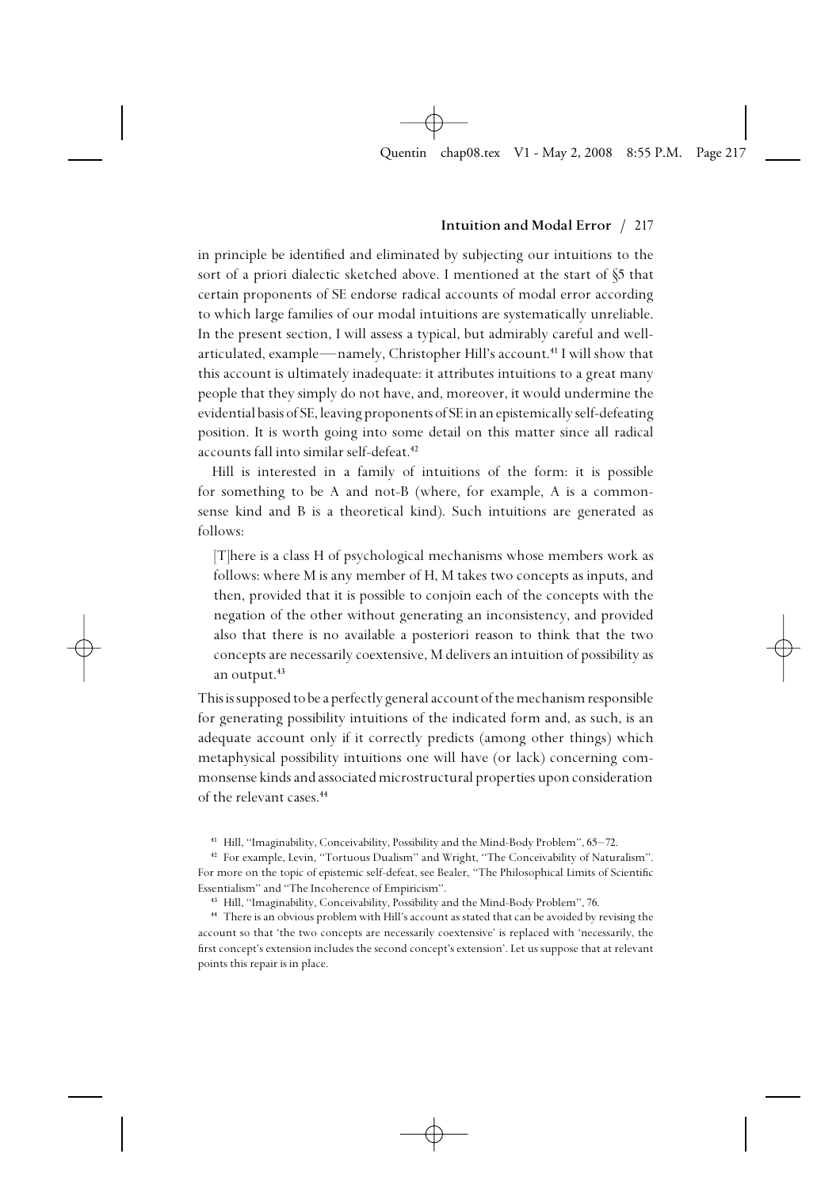in principle be identified and eliminated by subjecting our intuitions to the sort of a priori dialectic sketched above. I mentioned at the start of §5 that certain proponents of SE endorse radical accounts of modal error according to which large families of our modal intuitions are systematically unreliable. In the present section, I will assess a typical, but admirably careful and well-articulated, example—namely, Christopher Hill's account.[41] I will show that this account is ultimately inadequate: it attributes intuitions to a great many people that they simply do not have, and, moreover, it would undermine the evidential basis of SE, leaving proponents of SE in an epistemically self-defeating position. It is worth going into some detail on this matter since all radical accounts fall into similar self-defeat.[42]

Hill is interested in a family of intuitions of the form: it is possible for something to be A and not-B (where, for example, A is a commonsense kind and B is a theoretical kind). Such intuitions are generated as follows:

> [T]here is a class H of psychological mechanisms whose members work as follows: where M is any member of H, M takes two concepts as inputs, and then, provided that it is possible to conjoin each of the concepts with the negation of the other without generating an inconsistency, and provided also that there is no available a posteriori reason to think that the two concepts are necessarily coextensive, M delivers an intuition of possibility as an output.[43]

This is supposed to be a perfectly general account of the mechanism responsible for generating possibility intuitions of the indicated form and, as such, is an adequate account only if it correctly predicts (among other things) which metaphysical possibility intuitions one will have (or lack) concerning commonsense kinds and associated microstructural properties upon consideration of the relevant cases.[44]

---

[41] Hill, "Imaginability, Conceivability, Possibility and the Mind-Body Problem", 65–72.

[42] For example, Levin, "Tortuous Dualism" and Wright, "The Conceivability of Naturalism". For more on the topic of epistemic self-defeat, see Bealer, "The Philosophical Limits of Scientific Essentialism" and "The Incoherence of Empiricism".

[43] Hill, "Imaginability, Conceivability, Possibility and the Mind-Body Problem", 76.

[44] There is an obvious problem with Hill's account as stated that can be avoided by revising the account so that 'the two concepts are necessarily coextensive' is replaced with 'necessarily, the first concept's extension includes the second concept's extension'. Let us suppose that at relevant points this repair is in place.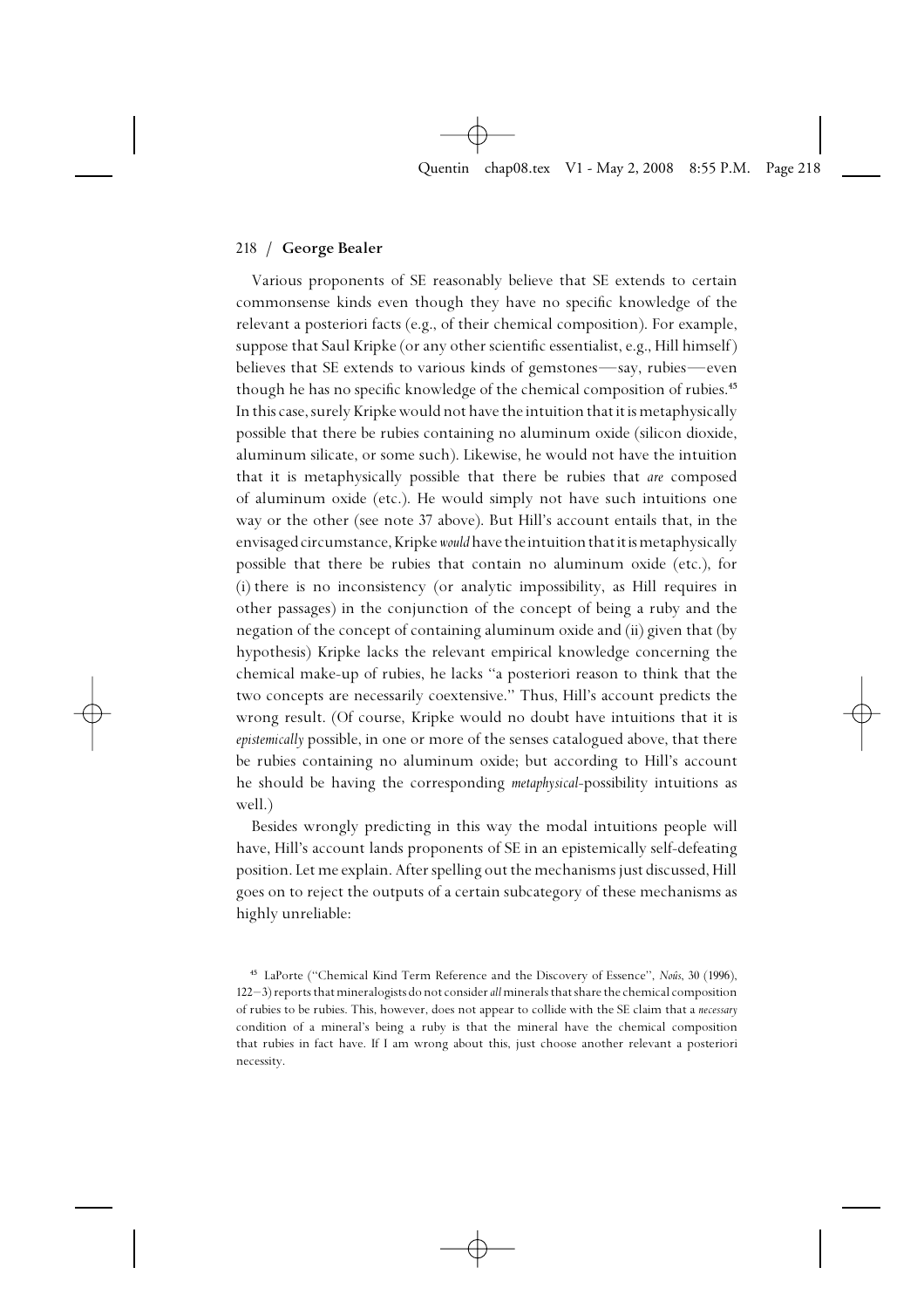Various proponents of SE reasonably believe that SE extends to certain commonsense kinds even though they have no specific knowledge of the relevant a posteriori facts (e.g., of their chemical composition). For example, suppose that Saul Kripke (or any other scientific essentialist, e.g., Hill himself) believes that SE extends to various kinds of gemstones—say, rubies—even though he has no specific knowledge of the chemical composition of rubies.[45] In this case, surely Kripke would not have the intuition that it is metaphysically possible that there be rubies containing no aluminum oxide (silicon dioxide, aluminum silicate, or some such). Likewise, he would not have the intuition that it is metaphysically possible that there be rubies that *are* composed of aluminum oxide (etc.). He would simply not have such intuitions one way or the other (see note 37 above). But Hill's account entails that, in the envisaged circumstance, Kripke *would* have the intuition that it is metaphysically possible that there be rubies that contain no aluminum oxide (etc.), for (i) there is no inconsistency (or analytic impossibility, as Hill requires in other passages) in the conjunction of the concept of being a ruby and the negation of the concept of containing aluminum oxide and (ii) given that (by hypothesis) Kripke lacks the relevant empirical knowledge concerning the chemical make-up of rubies, he lacks "a posteriori reason to think that the two concepts are necessarily coextensive." Thus, Hill's account predicts the wrong result. (Of course, Kripke would no doubt have intuitions that it is *epistemically* possible, in one or more of the senses catalogued above, that there be rubies containing no aluminum oxide; but according to Hill's account he should be having the corresponding *metaphysical*-possibility intuitions as well.)

Besides wrongly predicting in this way the modal intuitions people will have, Hill's account lands proponents of SE in an epistemically self-defeating position. Let me explain. After spelling out the mechanisms just discussed, Hill goes on to reject the outputs of a certain subcategory of these mechanisms as highly unreliable:

[45] LaPorte ("Chemical Kind Term Reference and the Discovery of Essence", *Noûs*, 30 (1996), 122–3) reports that mineralogists do not consider *all* minerals that share the chemical composition of rubies to be rubies. This, however, does not appear to collide with the SE claim that a *necessary* condition of a mineral's being a ruby is that the mineral have the chemical composition that rubies in fact have. If I am wrong about this, just choose another relevant a posteriori necessity.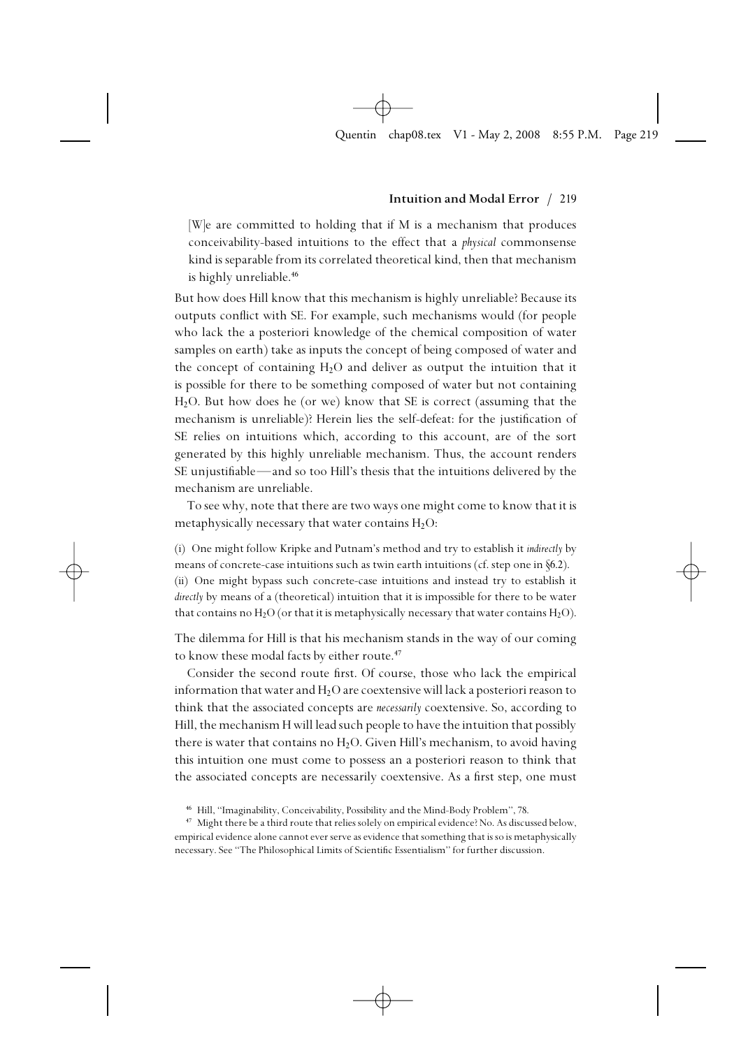> [W]e are committed to holding that if M is a mechanism that produces conceivability-based intuitions to the effect that a *physical* commonsense kind is separable from its correlated theoretical kind, then that mechanism is highly unreliable.[46]

But how does Hill know that this mechanism is highly unreliable? Because its outputs conflict with SE. For example, such mechanisms would (for people who lack the a posteriori knowledge of the chemical composition of water samples on earth) take as inputs the concept of being composed of water and the concept of containing $H_2O$ and deliver as output the intuition that it is possible for there to be something composed of water but not containing $H_2O$. But how does he (or we) know that SE is correct (assuming that the mechanism is unreliable)? Herein lies the self-defeat: for the justification of SE relies on intuitions which, according to this account, are of the sort generated by this highly unreliable mechanism. Thus, the account renders SE unjustifiable—and so too Hill's thesis that the intuitions delivered by the mechanism are unreliable.

To see why, note that there are two ways one might come to know that it is metaphysically necessary that water contains $H_2O$:

(i) One might follow Kripke and Putnam's method and try to establish it *indirectly* by means of concrete-case intuitions such as twin earth intuitions (cf. step one in §6.2).
(ii) One might bypass such concrete-case intuitions and instead try to establish it *directly* by means of a (theoretical) intuition that it is impossible for there to be water that contains no $H_2O$ (or that it is metaphysically necessary that water contains $H_2O$).

The dilemma for Hill is that his mechanism stands in the way of our coming to know these modal facts by either route.[47]

Consider the second route first. Of course, those who lack the empirical information that water and $H_2O$ are coextensive will lack a posteriori reason to think that the associated concepts are *necessarily* coextensive. So, according to Hill, the mechanism H will lead such people to have the intuition that possibly there is water that contains no $H_2O$. Given Hill's mechanism, to avoid having this intuition one must come to possess an a posteriori reason to think that the associated concepts are necessarily coextensive. As a first step, one must

[46] Hill, "Imaginability, Conceivability, Possibility and the Mind-Body Problem", 78.

[47] Might there be a third route that relies solely on empirical evidence? No. As discussed below, empirical evidence alone cannot ever serve as evidence that something that is so is metaphysically necessary. See "The Philosophical Limits of Scientific Essentialism" for further discussion.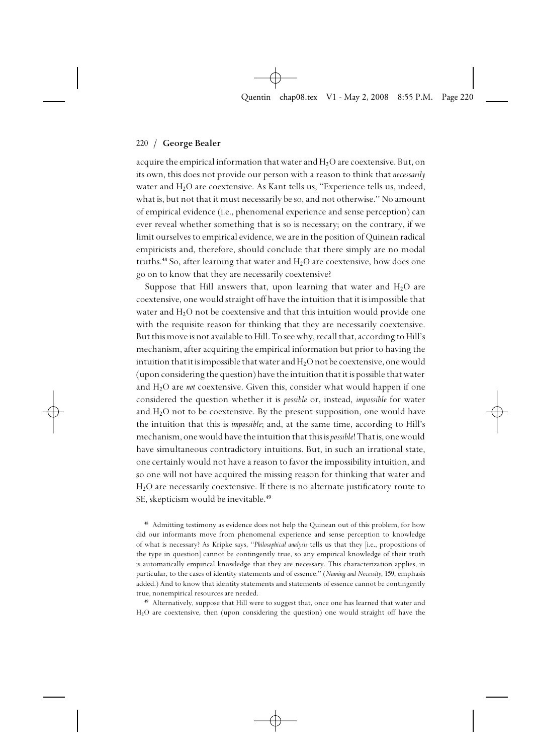acquire the empirical information that water and $H_2O$ are coextensive. But, on its own, this does not provide our person with a reason to think that *necessarily* water and $H_2O$ are coextensive. As Kant tells us, "Experience tells us, indeed, what is, but not that it must necessarily be so, and not otherwise." No amount of empirical evidence (i.e., phenomenal experience and sense perception) can ever reveal whether something that is so is necessary; on the contrary, if we limit ourselves to empirical evidence, we are in the position of Quinean radical empiricists and, therefore, should conclude that there simply are no modal truths.[48] So, after learning that water and $H_2O$ are coextensive, how does one go on to know that they are necessarily coextensive?

Suppose that Hill answers that, upon learning that water and $H_2O$ are coextensive, one would straight off have the intuition that it is impossible that water and $H_2O$ not be coextensive and that this intuition would provide one with the requisite reason for thinking that they are necessarily coextensive. But this move is not available to Hill. To see why, recall that, according to Hill's mechanism, after acquiring the empirical information but prior to having the intuition that it is impossible that water and $H_2O$ not be coextensive, one would (upon considering the question) have the intuition that it is possible that water and $H_2O$ are *not* coextensive. Given this, consider what would happen if one considered the question whether it is *possible* or, instead, *impossible* for water and $H_2O$ not to be coextensive. By the present supposition, one would have the intuition that this is *impossible*; and, at the same time, according to Hill's mechanism, one would have the intuition that this is *possible*! That is, one would have simultaneous contradictory intuitions. But, in such an irrational state, one certainly would not have a reason to favor the impossibility intuition, and so one will not have acquired the missing reason for thinking that water and $H_2O$ are necessarily coextensive. If there is no alternate justificatory route to SE, skepticism would be inevitable.[49]

[48] Admitting testimony as evidence does not help the Quinean out of this problem, for how did our informants move from phenomenal experience and sense perception to knowledge of what is necessary? As Kripke says, "*Philosophical analysis* tells us that they [i.e., propositions of the type in question] cannot be contingently true, so any empirical knowledge of their truth is automatically empirical knowledge that they are necessary. This characterization applies, in particular, to the cases of identity statements and of essence." (*Naming and Necessity*, 159, emphasis added.) And to know that identity statements and statements of essence cannot be contingently true, nonempirical resources are needed.

[49] Alternatively, suppose that Hill were to suggest that, once one has learned that water and $H_2O$ are coextensive, then (upon considering the question) one would straight off have the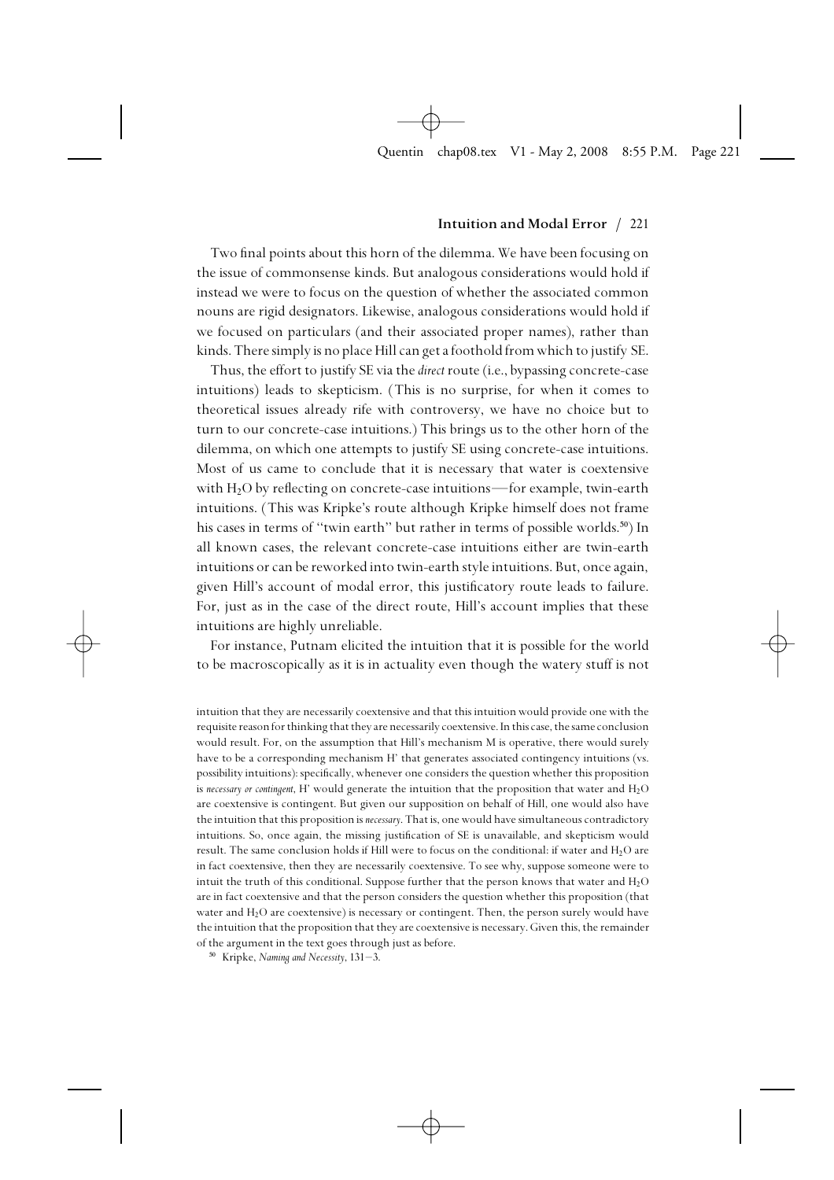Two final points about this horn of the dilemma. We have been focusing on the issue of commonsense kinds. But analogous considerations would hold if instead we were to focus on the question of whether the associated common nouns are rigid designators. Likewise, analogous considerations would hold if we focused on particulars (and their associated proper names), rather than kinds. There simply is no place Hill can get a foothold from which to justify SE.

Thus, the effort to justify SE via the *direct* route (i.e., bypassing concrete-case intuitions) leads to skepticism. (This is no surprise, for when it comes to theoretical issues already rife with controversy, we have no choice but to turn to our concrete-case intuitions.) This brings us to the other horn of the dilemma, on which one attempts to justify SE using concrete-case intuitions. Most of us came to conclude that it is necessary that water is coextensive with $H_2O$ by reflecting on concrete-case intuitions—for example, twin-earth intuitions. (This was Kripke's route although Kripke himself does not frame his cases in terms of "twin earth" but rather in terms of possible worlds.[50]) In all known cases, the relevant concrete-case intuitions either are twin-earth intuitions or can be reworked into twin-earth style intuitions. But, once again, given Hill's account of modal error, this justificatory route leads to failure. For, just as in the case of the direct route, Hill's account implies that these intuitions are highly unreliable.

For instance, Putnam elicited the intuition that it is possible for the world to be macroscopically as it is in actuality even though the watery stuff is not

intuition that they are necessarily coextensive and that this intuition would provide one with the requisite reason for thinking that they are necessarily coextensive. In this case, the same conclusion would result. For, on the assumption that Hill's mechanism M is operative, there would surely have to be a corresponding mechanism H' that generates associated contingency intuitions (vs. possibility intuitions): specifically, whenever one considers the question whether this proposition is *necessary or contingent*, H' would generate the intuition that the proposition that water and $H_2O$ are coextensive is contingent. But given our supposition on behalf of Hill, one would also have the intuition that this proposition is *necessary*. That is, one would have simultaneous contradictory intuitions. So, once again, the missing justification of SE is unavailable, and skepticism would result. The same conclusion holds if Hill were to focus on the conditional: if water and $H_2O$ are in fact coextensive, then they are necessarily coextensive. To see why, suppose someone were to intuit the truth of this conditional. Suppose further that the person knows that water and $H_2O$ are in fact coextensive and that the person considers the question whether this proposition (that water and $H_2O$ are coextensive) is necessary or contingent. Then, the person surely would have the intuition that the proposition that they are coextensive is necessary. Given this, the remainder of the argument in the text goes through just as before.

[50] Kripke, *Naming and Necessity*, 131–3.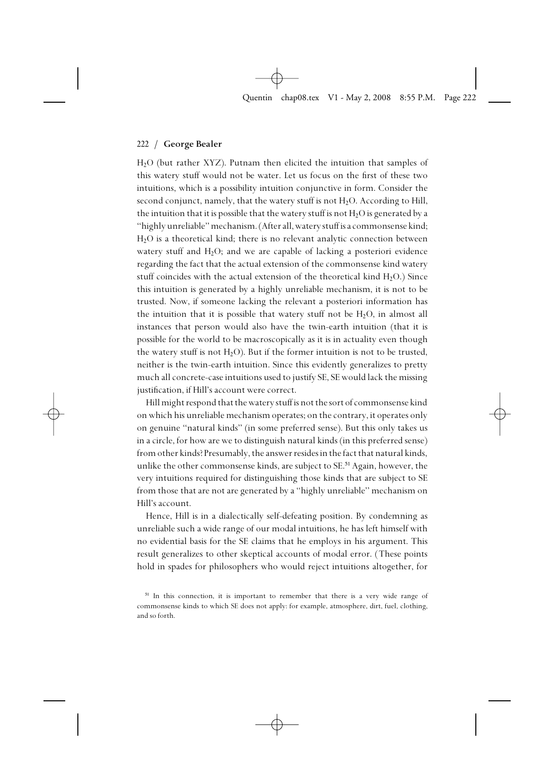$H_2O$ (but rather XYZ). Putnam then elicited the intuition that samples of this watery stuff would not be water. Let us focus on the first of these two intuitions, which is a possibility intuition conjunctive in form. Consider the second conjunct, namely, that the watery stuff is not $H_2O$. According to Hill, the intuition that it is possible that the watery stuff is not $H_2O$ is generated by a ''highly unreliable'' mechanism. (After all, watery stuff is a commonsense kind; $H_2O$ is a theoretical kind; there is no relevant analytic connection between watery stuff and $H_2O$; and we are capable of lacking a posteriori evidence regarding the fact that the actual extension of the commonsense kind watery stuff coincides with the actual extension of the theoretical kind $H_2O$.) Since this intuition is generated by a highly unreliable mechanism, it is not to be trusted. Now, if someone lacking the relevant a posteriori information has the intuition that it is possible that watery stuff not be $H_2O$, in almost all instances that person would also have the twin-earth intuition (that it is possible for the world to be macroscopically as it is in actuality even though the watery stuff is not $H_2O$). But if the former intuition is not to be trusted, neither is the twin-earth intuition. Since this evidently generalizes to pretty much all concrete-case intuitions used to justify SE, SE would lack the missing justification, if Hill's account were correct.

Hill might respond that the watery stuff is not the sort of commonsense kind on which his unreliable mechanism operates; on the contrary, it operates only on genuine ''natural kinds'' (in some preferred sense). But this only takes us in a circle, for how are we to distinguish natural kinds (in this preferred sense) from other kinds? Presumably, the answer resides in the fact that natural kinds, unlike the other commonsense kinds, are subject to SE.[51] Again, however, the very intuitions required for distinguishing those kinds that are subject to SE from those that are not are generated by a ''highly unreliable'' mechanism on Hill's account.

Hence, Hill is in a dialectically self-defeating position. By condemning as unreliable such a wide range of our modal intuitions, he has left himself with no evidential basis for the SE claims that he employs in his argument. This result generalizes to other skeptical accounts of modal error. (These points hold in spades for philosophers who would reject intuitions altogether, for

[51] In this connection, it is important to remember that there is a very wide range of commonsense kinds to which SE does not apply: for example, atmosphere, dirt, fuel, clothing, and so forth.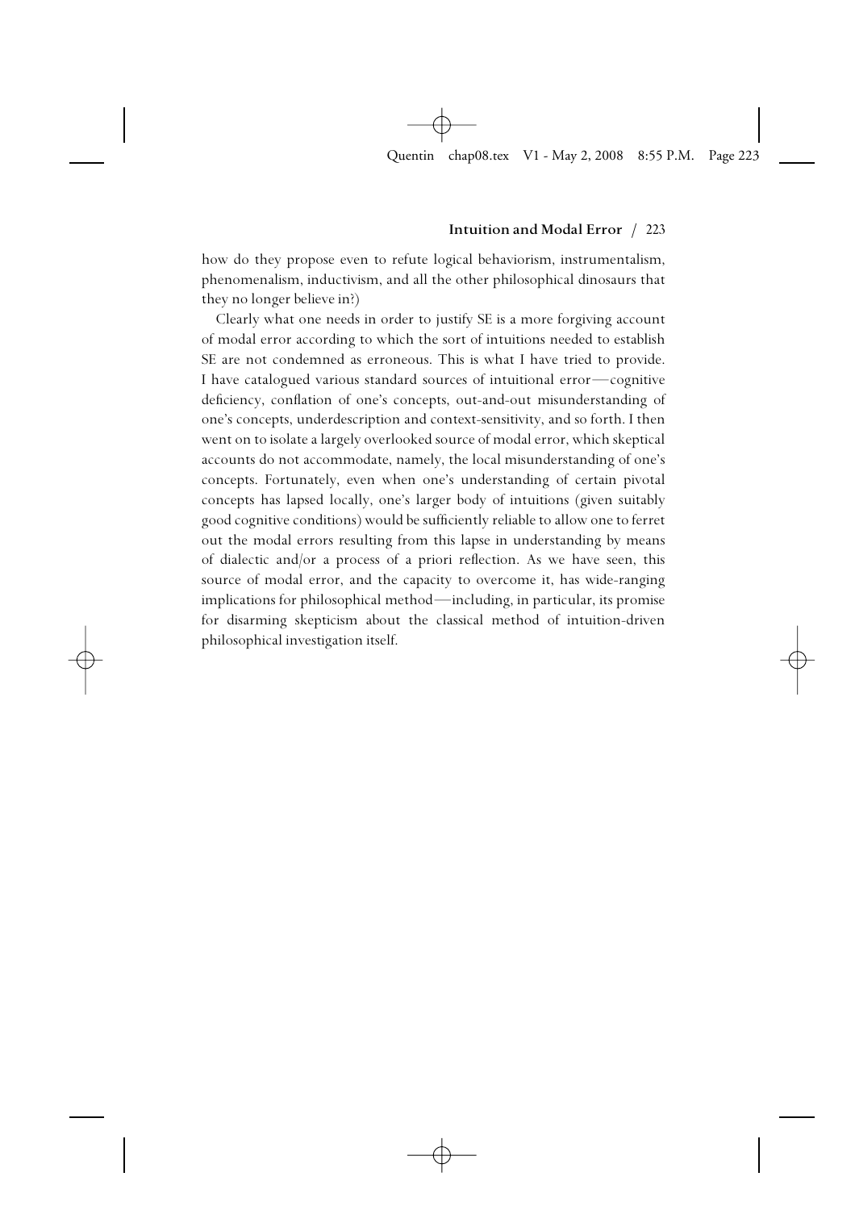how do they propose even to refute logical behaviorism, instrumentalism, phenomenalism, inductivism, and all the other philosophical dinosaurs that they no longer believe in?)

Clearly what one needs in order to justify SE is a more forgiving account of modal error according to which the sort of intuitions needed to establish SE are not condemned as erroneous. This is what I have tried to provide. I have catalogued various standard sources of intuitional error—cognitive deficiency, conflation of one's concepts, out-and-out misunderstanding of one's concepts, underdescription and context-sensitivity, and so forth. I then went on to isolate a largely overlooked source of modal error, which skeptical accounts do not accommodate, namely, the local misunderstanding of one's concepts. Fortunately, even when one's understanding of certain pivotal concepts has lapsed locally, one's larger body of intuitions (given suitably good cognitive conditions) would be sufficiently reliable to allow one to ferret out the modal errors resulting from this lapse in understanding by means of dialectic and/or a process of a priori reflection. As we have seen, this source of modal error, and the capacity to overcome it, has wide-ranging implications for philosophical method—including, in particular, its promise for disarming skepticism about the classical method of intuition-driven philosophical investigation itself.